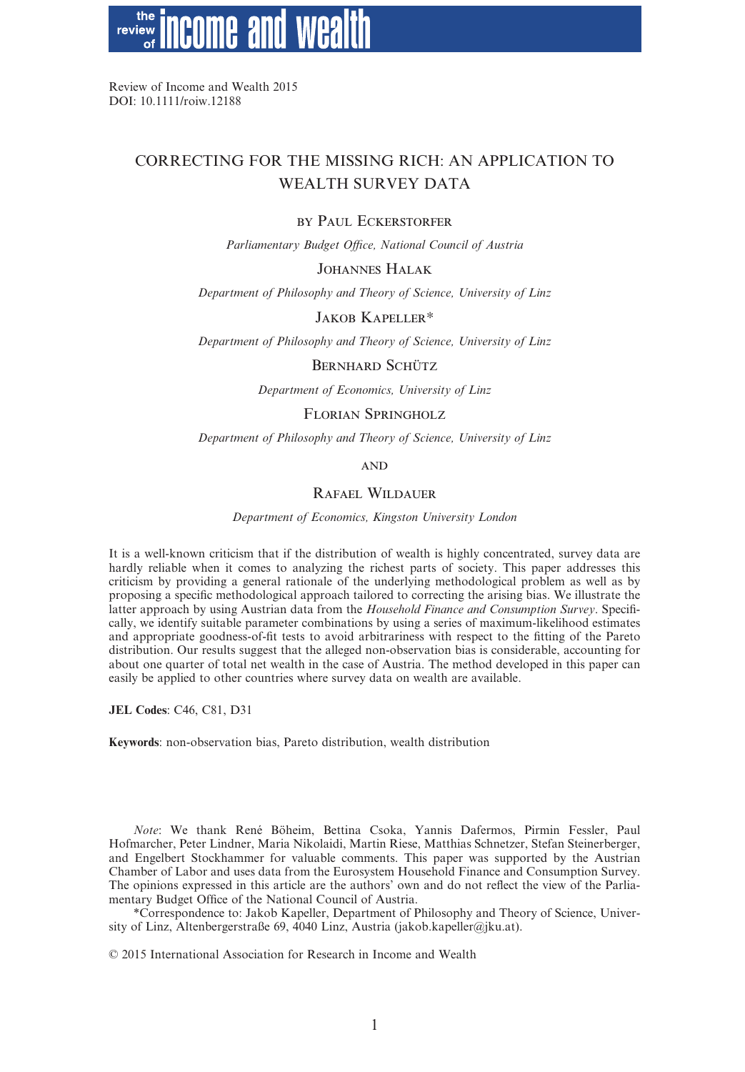Review of Income and Wealth 2015
DOI: 10.1111/roiw.12188

# CORRECTING FOR THE MISSING RICH: AN APPLICATION TO WEALTH SURVEY DATA

BY PAUL ECKERSTORFER

*Parliamentary Budget Office, National Council of Austria*

JOHANNES HALAK

*Department of Philosophy and Theory of Science, University of Linz*

JAKOB KAPELLER*

*Department of Philosophy and Theory of Science, University of Linz*

BERNHARD SCHÜTZ

*Department of Economics, University of Linz*

FLORIAN SPRINGHOLZ

*Department of Philosophy and Theory of Science, University of Linz*

AND

RAFAEL WILDAUER

*Department of Economics, Kingston University London*

It is a well-known criticism that if the distribution of wealth is highly concentrated, survey data are hardly reliable when it comes to analyzing the richest parts of society. This paper addresses this criticism by providing a general rationale of the underlying methodological problem as well as by proposing a specific methodological approach tailored to correcting the arising bias. We illustrate the latter approach by using Austrian data from the *Household Finance and Consumption Survey*. Specifically, we identify suitable parameter combinations by using a series of maximum-likelihood estimates and appropriate goodness-of-fit tests to avoid arbitrariness with respect to the fitting of the Pareto distribution. Our results suggest that the alleged non-observation bias is considerable, accounting for about one quarter of total net wealth in the case of Austria. The method developed in this paper can easily be applied to other countries where survey data on wealth are available.

**JEL Codes**: C46, C81, D31

**Keywords**: non-observation bias, Pareto distribution, wealth distribution

*Note*: We thank René Böheim, Bettina Csoka, Yannis Dafermos, Pirmin Fessler, Paul Hofmarcher, Peter Lindner, Maria Nikolaidi, Martin Riese, Matthias Schnetzer, Stefan Steinerberger, and Engelbert Stockhammer for valuable comments. This paper was supported by the Austrian Chamber of Labor and uses data from the Eurosystem Household Finance and Consumption Survey. The opinions expressed in this article are the authors' own and do not reflect the view of the Parliamentary Budget Office of the National Council of Austria.

*Correspondence to: Jakob Kapeller, Department of Philosophy and Theory of Science, University of Linz, Altenbergerstraße 69, 4040 Linz, Austria (jakob.kapeller@jku.at).

© 2015 International Association for Research in Income and Wealth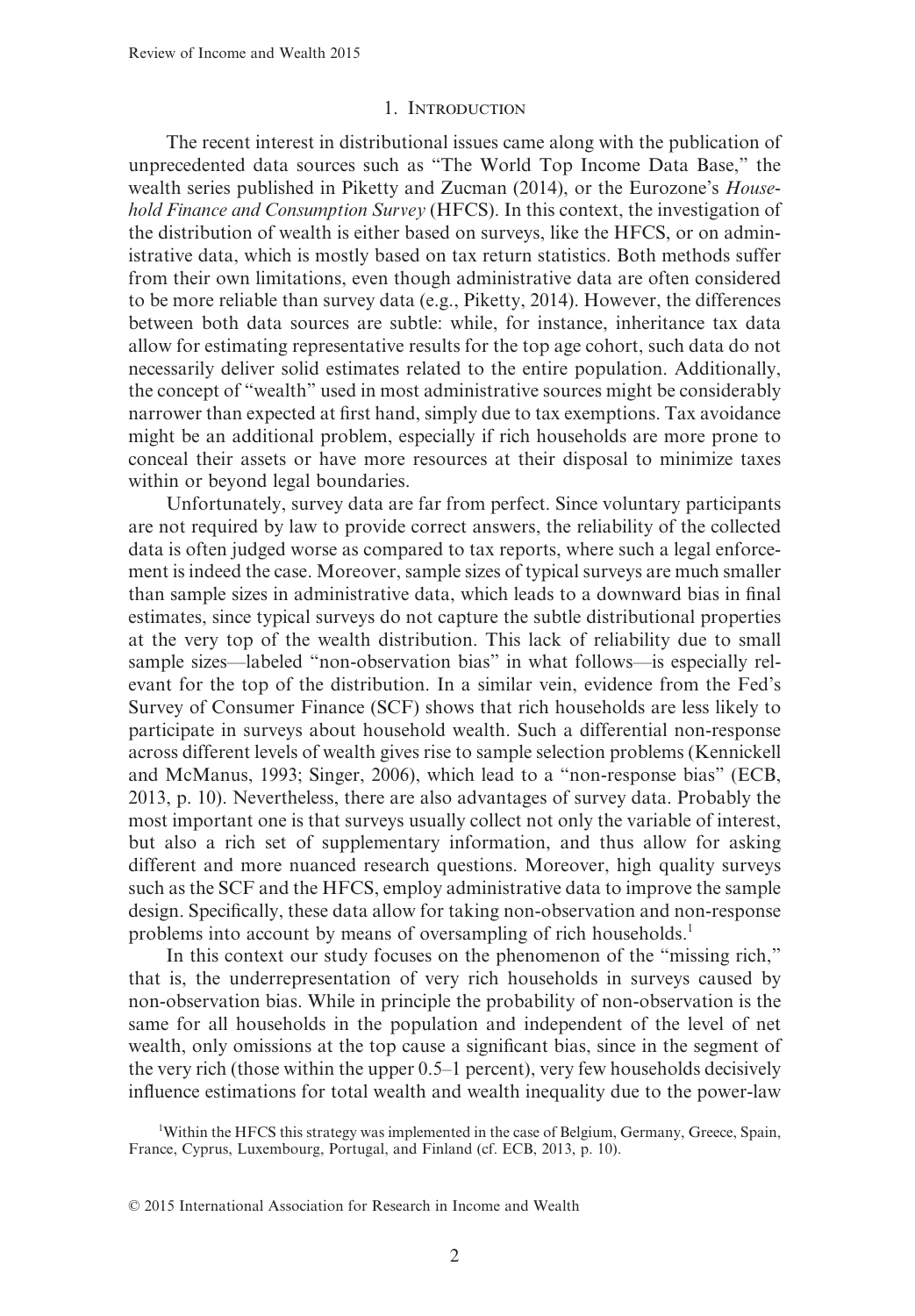## 1. Introduction

The recent interest in distributional issues came along with the publication of unprecedented data sources such as "The World Top Income Data Base," the wealth series published in Piketty and Zucman (2014), or the Eurozone's *Household Finance and Consumption Survey* (HFCS). In this context, the investigation of the distribution of wealth is either based on surveys, like the HFCS, or on administrative data, which is mostly based on tax return statistics. Both methods suffer from their own limitations, even though administrative data are often considered to be more reliable than survey data (e.g., Piketty, 2014). However, the differences between both data sources are subtle: while, for instance, inheritance tax data allow for estimating representative results for the top age cohort, such data do not necessarily deliver solid estimates related to the entire population. Additionally, the concept of "wealth" used in most administrative sources might be considerably narrower than expected at first hand, simply due to tax exemptions. Tax avoidance might be an additional problem, especially if rich households are more prone to conceal their assets or have more resources at their disposal to minimize taxes within or beyond legal boundaries.

Unfortunately, survey data are far from perfect. Since voluntary participants are not required by law to provide correct answers, the reliability of the collected data is often judged worse as compared to tax reports, where such a legal enforcement is indeed the case. Moreover, sample sizes of typical surveys are much smaller than sample sizes in administrative data, which leads to a downward bias in final estimates, since typical surveys do not capture the subtle distributional properties at the very top of the wealth distribution. This lack of reliability due to small sample sizes—labeled "non-observation bias" in what follows—is especially relevant for the top of the distribution. In a similar vein, evidence from the Fed's Survey of Consumer Finance (SCF) shows that rich households are less likely to participate in surveys about household wealth. Such a differential non-response across different levels of wealth gives rise to sample selection problems (Kennickell and McManus, 1993; Singer, 2006), which lead to a "non-response bias" (ECB, 2013, p. 10). Nevertheless, there are also advantages of survey data. Probably the most important one is that surveys usually collect not only the variable of interest, but also a rich set of supplementary information, and thus allow for asking different and more nuanced research questions. Moreover, high quality surveys such as the SCF and the HFCS, employ administrative data to improve the sample design. Specifically, these data allow for taking non-observation and non-response problems into account by means of oversampling of rich households.[1]

In this context our study focuses on the phenomenon of the "missing rich," that is, the underrepresentation of very rich households in surveys caused by non-observation bias. While in principle the probability of non-observation is the same for all households in the population and independent of the level of net wealth, only omissions at the top cause a significant bias, since in the segment of the very rich (those within the upper 0.5–1 percent), very few households decisively influence estimations for total wealth and wealth inequality due to the power-law

[1] Within the HFCS this strategy was implemented in the case of Belgium, Germany, Greece, Spain, France, Cyprus, Luxembourg, Portugal, and Finland (cf. ECB, 2013, p. 10).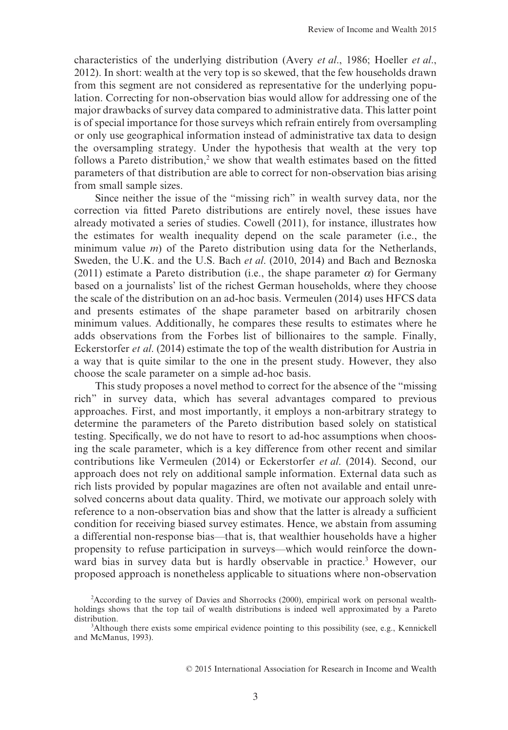characteristics of the underlying distribution (Avery *et al.*, 1986; Hoeller *et al.*, 2012). In short: wealth at the very top is so skewed, that the few households drawn from this segment are not considered as representative for the underlying population. Correcting for non-observation bias would allow for addressing one of the major drawbacks of survey data compared to administrative data. This latter point is of special importance for those surveys which refrain entirely from oversampling or only use geographical information instead of administrative tax data to design the oversampling strategy. Under the hypothesis that wealth at the very top follows a Pareto distribution,[2] we show that wealth estimates based on the fitted parameters of that distribution are able to correct for non-observation bias arising from small sample sizes.

Since neither the issue of the "missing rich" in wealth survey data, nor the correction via fitted Pareto distributions are entirely novel, these issues have already motivated a series of studies. Cowell (2011), for instance, illustrates how the estimates for wealth inequality depend on the scale parameter (i.e., the minimum value $m$) of the Pareto distribution using data for the Netherlands, Sweden, the U.K. and the U.S. Bach *et al.* (2010, 2014) and Bach and Beznoska (2011) estimate a Pareto distribution (i.e., the shape parameter $\alpha$) for Germany based on a journalists' list of the richest German households, where they choose the scale of the distribution on an ad-hoc basis. Vermeulen (2014) uses HFCS data and presents estimates of the shape parameter based on arbitrarily chosen minimum values. Additionally, he compares these results to estimates where he adds observations from the Forbes list of billionaires to the sample. Finally, Eckerstorfer *et al.* (2014) estimate the top of the wealth distribution for Austria in a way that is quite similar to the one in the present study. However, they also choose the scale parameter on a simple ad-hoc basis.

This study proposes a novel method to correct for the absence of the "missing rich" in survey data, which has several advantages compared to previous approaches. First, and most importantly, it employs a non-arbitrary strategy to determine the parameters of the Pareto distribution based solely on statistical testing. Specifically, we do not have to resort to ad-hoc assumptions when choosing the scale parameter, which is a key difference from other recent and similar contributions like Vermeulen (2014) or Eckerstorfer *et al.* (2014). Second, our approach does not rely on additional sample information. External data such as rich lists provided by popular magazines are often not available and entail unresolved concerns about data quality. Third, we motivate our approach solely with reference to a non-observation bias and show that the latter is already a sufficient condition for receiving biased survey estimates. Hence, we abstain from assuming a differential non-response bias—that is, that wealthier households have a higher propensity to refuse participation in surveys—which would reinforce the downward bias in survey data but is hardly observable in practice.[3] However, our proposed approach is nonetheless applicable to situations where non-observation

[2]According to the survey of Davies and Shorrocks (2000), empirical work on personal wealth-holdings shows that the top tail of wealth distributions is indeed well approximated by a Pareto distribution.

[3]Although there exists some empirical evidence pointing to this possibility (see, e.g., Kennickell and McManus, 1993).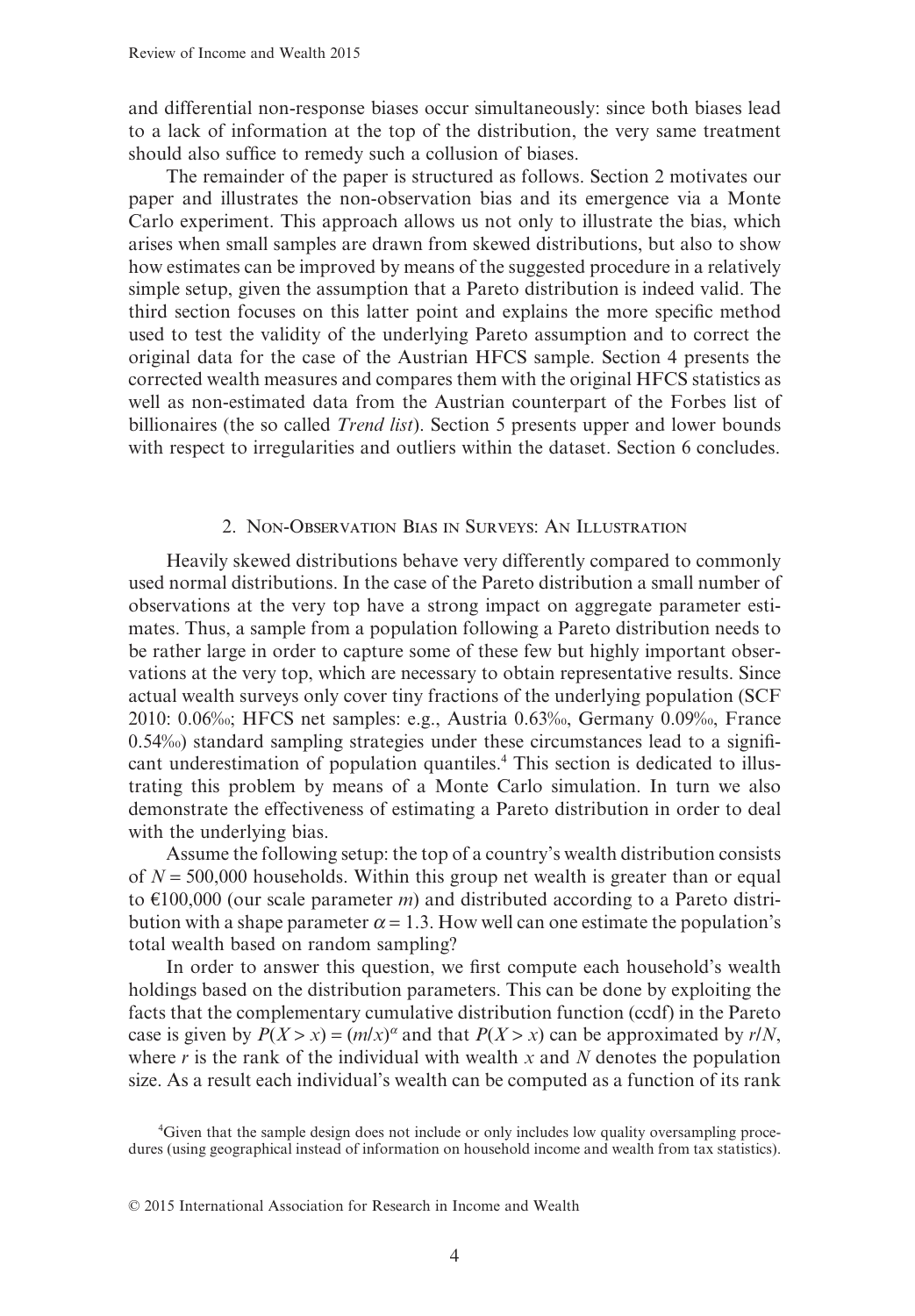and differential non-response biases occur simultaneously: since both biases lead to a lack of information at the top of the distribution, the very same treatment should also suffice to remedy such a collusion of biases.

The remainder of the paper is structured as follows. Section 2 motivates our paper and illustrates the non-observation bias and its emergence via a Monte Carlo experiment. This approach allows us not only to illustrate the bias, which arises when small samples are drawn from skewed distributions, but also to show how estimates can be improved by means of the suggested procedure in a relatively simple setup, given the assumption that a Pareto distribution is indeed valid. The third section focuses on this latter point and explains the more specific method used to test the validity of the underlying Pareto assumption and to correct the original data for the case of the Austrian HFCS sample. Section 4 presents the corrected wealth measures and compares them with the original HFCS statistics as well as non-estimated data from the Austrian counterpart of the Forbes list of billionaires (the so called *Trend list*). Section 5 presents upper and lower bounds with respect to irregularities and outliers within the dataset. Section 6 concludes.

## 2. Non-Observation Bias in Surveys: An Illustration

Heavily skewed distributions behave very differently compared to commonly used normal distributions. In the case of the Pareto distribution a small number of observations at the very top have a strong impact on aggregate parameter estimates. Thus, a sample from a population following a Pareto distribution needs to be rather large in order to capture some of these few but highly important observations at the very top, which are necessary to obtain representative results. Since actual wealth surveys only cover tiny fractions of the underlying population (SCF 2010: 0.06‰; HFCS net samples: e.g., Austria 0.63‰, Germany 0.09‰, France 0.54‰) standard sampling strategies under these circumstances lead to a significant underestimation of population quantiles.[4] This section is dedicated to illustrating this problem by means of a Monte Carlo simulation. In turn we also demonstrate the effectiveness of estimating a Pareto distribution in order to deal with the underlying bias.

Assume the following setup: the top of a country's wealth distribution consists of $N = 500{,}000$ households. Within this group net wealth is greater than or equal to €100,000 (our scale parameter $m$) and distributed according to a Pareto distribution with a shape parameter $\alpha = 1.3$. How well can one estimate the population's total wealth based on random sampling?

In order to answer this question, we first compute each household's wealth holdings based on the distribution parameters. This can be done by exploiting the facts that the complementary cumulative distribution function (ccdf) in the Pareto case is given by $P(X > x) = (m/x)^{\alpha}$ and that $P(X > x)$ can be approximated by $r/N$, where $r$ is the rank of the individual with wealth $x$ and $N$ denotes the population size. As a result each individual's wealth can be computed as a function of its rank

[4] Given that the sample design does not include or only includes low quality oversampling procedures (using geographical instead of information on household income and wealth from tax statistics).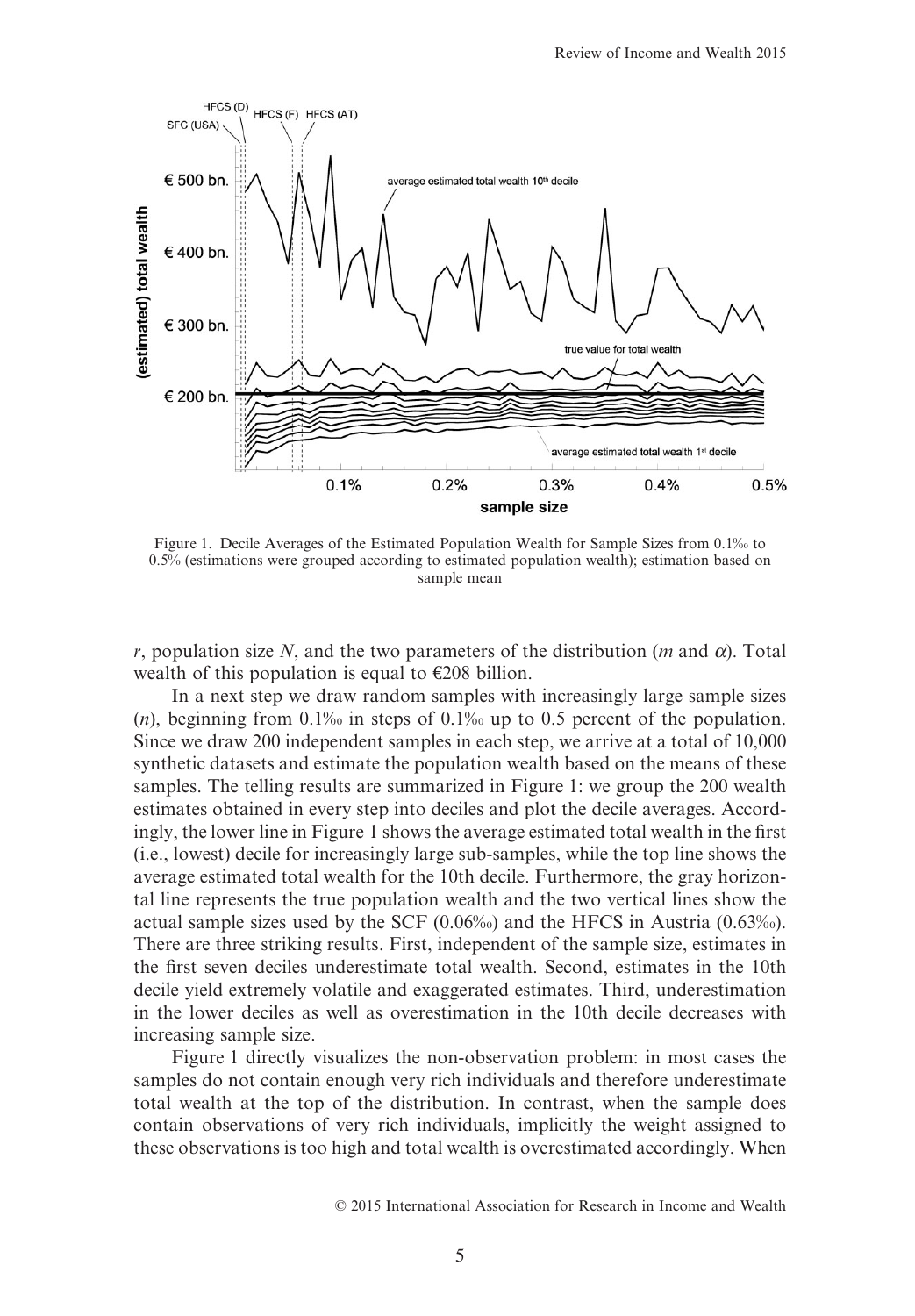Figure 1. Decile Averages of the Estimated Population Wealth for Sample Sizes from 0.1‰ to 0.5% (estimations were grouped according to estimated population wealth); estimation based on sample mean

$r$, population size $N$, and the two parameters of the distribution ($m$ and $\alpha$). Total wealth of this population is equal to €208 billion.

In a next step we draw random samples with increasingly large sample sizes ($n$), beginning from 0.1‰ in steps of 0.1‰ up to 0.5 percent of the population. Since we draw 200 independent samples in each step, we arrive at a total of 10,000 synthetic datasets and estimate the population wealth based on the means of these samples. The telling results are summarized in Figure 1: we group the 200 wealth estimates obtained in every step into deciles and plot the decile averages. Accordingly, the lower line in Figure 1 shows the average estimated total wealth in the first (i.e., lowest) decile for increasingly large sub-samples, while the top line shows the average estimated total wealth for the 10th decile. Furthermore, the gray horizontal line represents the true population wealth and the two vertical lines show the actual sample sizes used by the SCF (0.06‰) and the HFCS in Austria (0.63‰). There are three striking results. First, independent of the sample size, estimates in the first seven deciles underestimate total wealth. Second, estimates in the 10th decile yield extremely volatile and exaggerated estimates. Third, underestimation in the lower deciles as well as overestimation in the 10th decile decreases with increasing sample size.

Figure 1 directly visualizes the non-observation problem: in most cases the samples do not contain enough very rich individuals and therefore underestimate total wealth at the top of the distribution. In contrast, when the sample does contain observations of very rich individuals, implicitly the weight assigned to these observations is too high and total wealth is overestimated accordingly. When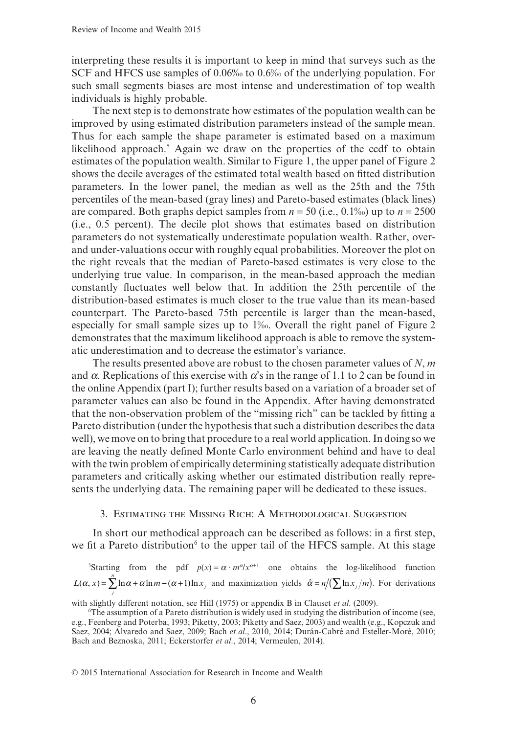interpreting these results it is important to keep in mind that surveys such as the SCF and HFCS use samples of 0.06‰ to 0.6‰ of the underlying population. For such small segments biases are most intense and underestimation of top wealth individuals is highly probable.

The next step is to demonstrate how estimates of the population wealth can be improved by using estimated distribution parameters instead of the sample mean. Thus for each sample the shape parameter is estimated based on a maximum likelihood approach.[5] Again we draw on the properties of the ccdf to obtain estimates of the population wealth. Similar to Figure 1, the upper panel of Figure 2 shows the decile averages of the estimated total wealth based on fitted distribution parameters. In the lower panel, the median as well as the 25th and the 75th percentiles of the mean-based (gray lines) and Pareto-based estimates (black lines) are compared. Both graphs depict samples from $n = 50$ (i.e., 0.1‰) up to $n = 2500$ (i.e., 0.5 percent). The decile plot shows that estimates based on distribution parameters do not systematically underestimate population wealth. Rather, over- and under-valuations occur with roughly equal probabilities. Moreover the plot on the right reveals that the median of Pareto-based estimates is very close to the underlying true value. In comparison, in the mean-based approach the median constantly fluctuates well below that. In addition the 25th percentile of the distribution-based estimates is much closer to the true value than its mean-based counterpart. The Pareto-based 75th percentile is larger than the mean-based, especially for small sample sizes up to 1‰. Overall the right panel of Figure 2 demonstrates that the maximum likelihood approach is able to remove the systematic underestimation and to decrease the estimator's variance.

The results presented above are robust to the chosen parameter values of $N$, $m$ and $\alpha$. Replications of this exercise with $\alpha$'s in the range of 1.1 to 2 can be found in the online Appendix (part I); further results based on a variation of a broader set of parameter values can also be found in the Appendix. After having demonstrated that the non-observation problem of the "missing rich" can be tackled by fitting a Pareto distribution (under the hypothesis that such a distribution describes the data well), we move on to bring that procedure to a real world application. In doing so we are leaving the neatly defined Monte Carlo environment behind and have to deal with the twin problem of empirically determining statistically adequate distribution parameters and critically asking whether our estimated distribution really represents the underlying data. The remaining paper will be dedicated to these issues.

## 3. Estimating the Missing Rich: A Methodological Suggestion

In short our methodical approach can be described as follows: in a first step, we fit a Pareto distribution[6] to the upper tail of the HFCS sample. At this stage

[5] Starting from the pdf $p(x) = \alpha \cdot m^{\alpha}/x^{\alpha+1}$ one obtains the log-likelihood function $L(\alpha, x) = \sum_{j}^{n} \ln\alpha + \alpha \ln m - (\alpha+1)\ln x_j$ and maximization yields $\hat{\alpha} = n/\left(\sum \ln x_j/m\right)$. For derivations with slightly different notation, see Hill (1975) or appendix B in Clauset *et al.* (2009).

[6] The assumption of a Pareto distribution is widely used in studying the distribution of income (see, e.g., Feenberg and Poterba, 1993; Piketty, 2003; Piketty and Saez, 2003) and wealth (e.g., Kopczuk and Saez, 2004; Alvaredo and Saez, 2009; Bach *et al.*, 2010, 2014; Durán-Cabré and Esteller-Moré, 2010; Bach and Beznoska, 2011; Eckerstorfer *et al.*, 2014; Vermeulen, 2014).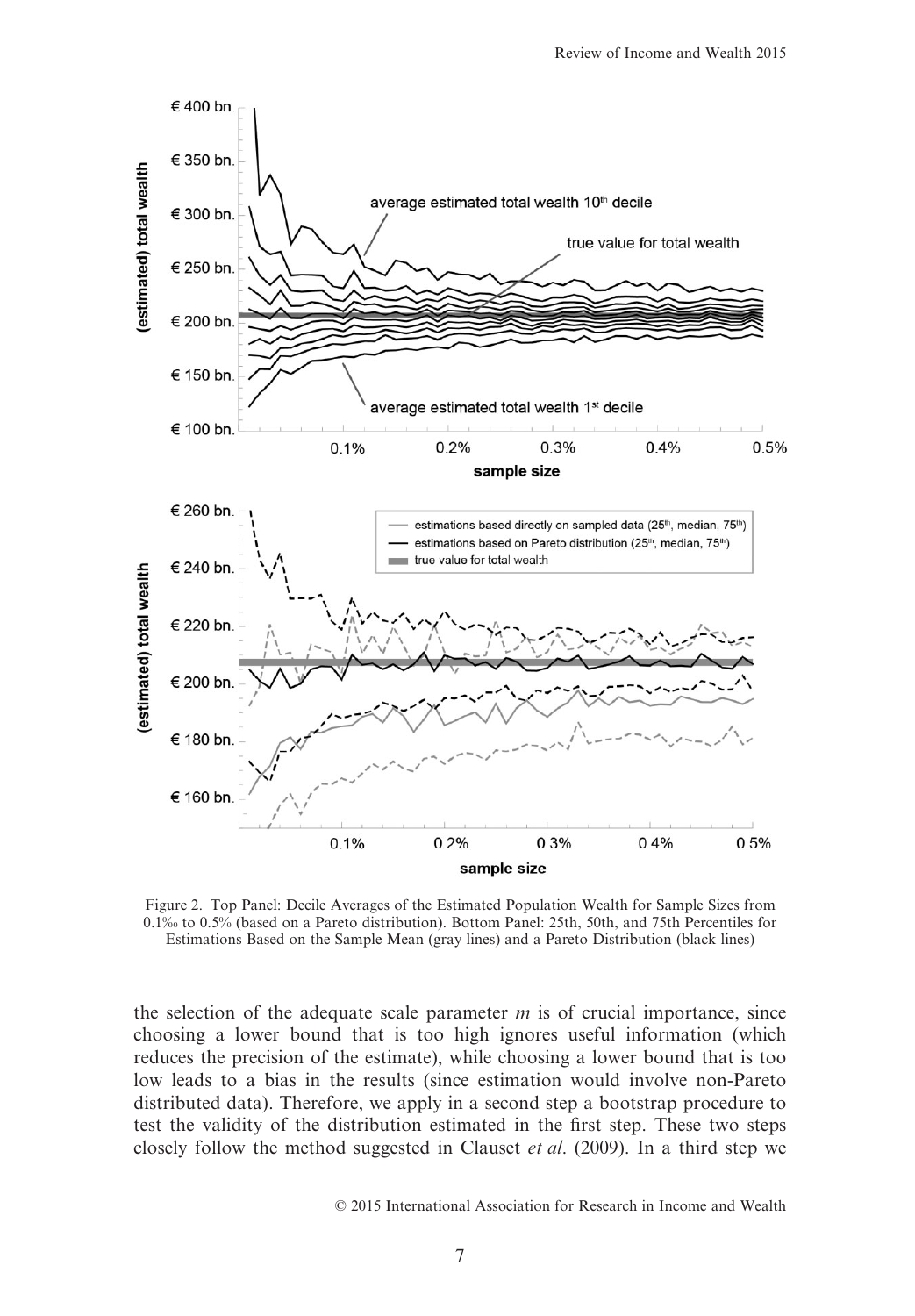Figure 2. Top Panel: Decile Averages of the Estimated Population Wealth for Sample Sizes from 0.1‰ to 0.5% (based on a Pareto distribution). Bottom Panel: 25th, 50th, and 75th Percentiles for Estimations Based on the Sample Mean (gray lines) and a Pareto Distribution (black lines)

the selection of the adequate scale parameter $m$ is of crucial importance, since choosing a lower bound that is too high ignores useful information (which reduces the precision of the estimate), while choosing a lower bound that is too low leads to a bias in the results (since estimation would involve non-Pareto distributed data). Therefore, we apply in a second step a bootstrap procedure to test the validity of the distribution estimated in the first step. These two steps closely follow the method suggested in Clauset *et al*. (2009). In a third step we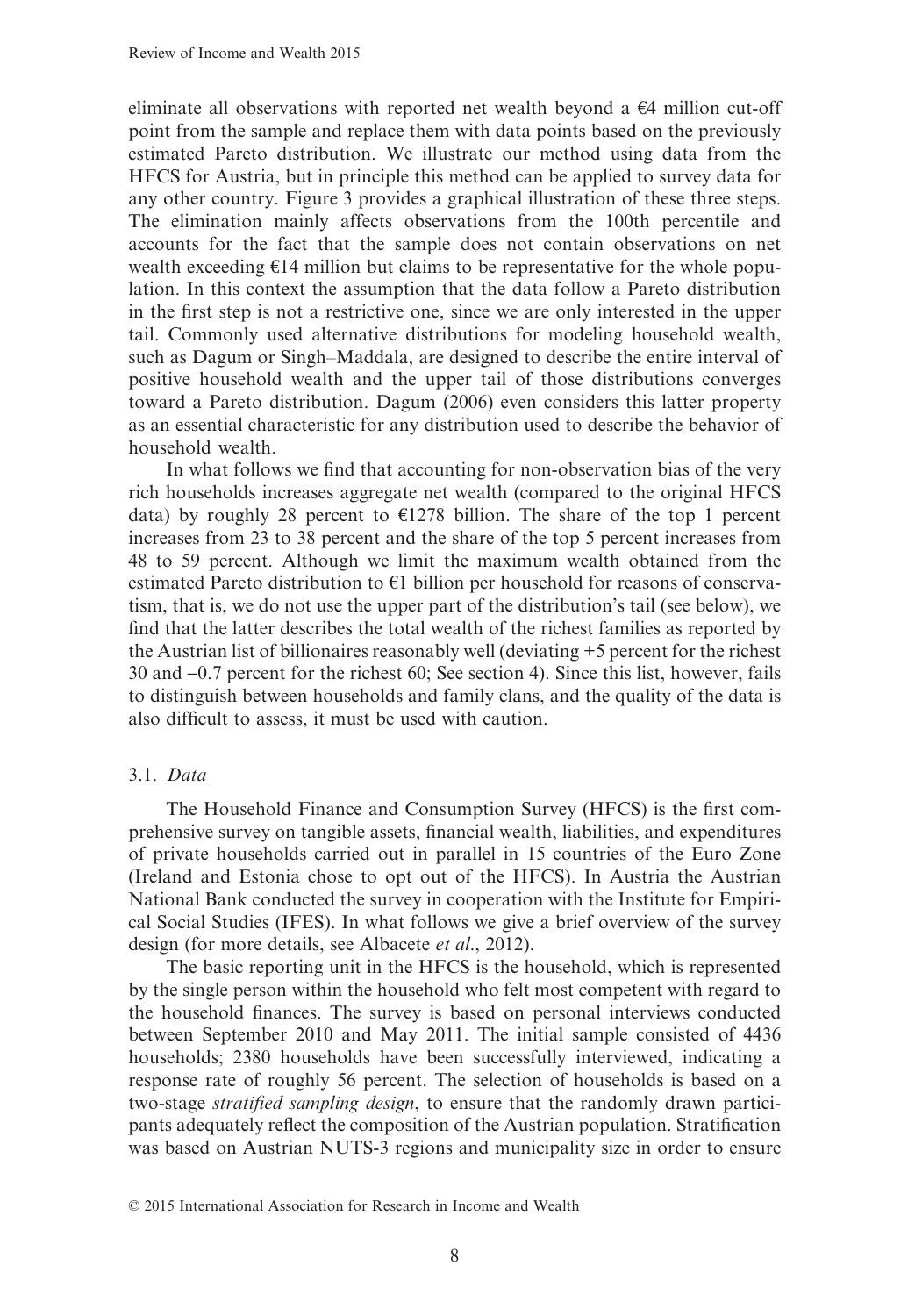eliminate all observations with reported net wealth beyond a €4 million cut-off point from the sample and replace them with data points based on the previously estimated Pareto distribution. We illustrate our method using data from the HFCS for Austria, but in principle this method can be applied to survey data for any other country. Figure 3 provides a graphical illustration of these three steps. The elimination mainly affects observations from the 100th percentile and accounts for the fact that the sample does not contain observations on net wealth exceeding €14 million but claims to be representative for the whole population. In this context the assumption that the data follow a Pareto distribution in the first step is not a restrictive one, since we are only interested in the upper tail. Commonly used alternative distributions for modeling household wealth, such as Dagum or Singh–Maddala, are designed to describe the entire interval of positive household wealth and the upper tail of those distributions converges toward a Pareto distribution. Dagum (2006) even considers this latter property as an essential characteristic for any distribution used to describe the behavior of household wealth.

In what follows we find that accounting for non-observation bias of the very rich households increases aggregate net wealth (compared to the original HFCS data) by roughly 28 percent to €1278 billion. The share of the top 1 percent increases from 23 to 38 percent and the share of the top 5 percent increases from 48 to 59 percent. Although we limit the maximum wealth obtained from the estimated Pareto distribution to €1 billion per household for reasons of conservatism, that is, we do not use the upper part of the distribution's tail (see below), we find that the latter describes the total wealth of the richest families as reported by the Austrian list of billionaires reasonably well (deviating +5 percent for the richest 30 and −0.7 percent for the richest 60; See section 4). Since this list, however, fails to distinguish between households and family clans, and the quality of the data is also difficult to assess, it must be used with caution.

### 3.1. *Data*

The Household Finance and Consumption Survey (HFCS) is the first comprehensive survey on tangible assets, financial wealth, liabilities, and expenditures of private households carried out in parallel in 15 countries of the Euro Zone (Ireland and Estonia chose to opt out of the HFCS). In Austria the Austrian National Bank conducted the survey in cooperation with the Institute for Empirical Social Studies (IFES). In what follows we give a brief overview of the survey design (for more details, see Albacete *et al*., 2012).

The basic reporting unit in the HFCS is the household, which is represented by the single person within the household who felt most competent with regard to the household finances. The survey is based on personal interviews conducted between September 2010 and May 2011. The initial sample consisted of 4436 households; 2380 households have been successfully interviewed, indicating a response rate of roughly 56 percent. The selection of households is based on a two-stage *stratified sampling design*, to ensure that the randomly drawn participants adequately reflect the composition of the Austrian population. Stratification was based on Austrian NUTS-3 regions and municipality size in order to ensure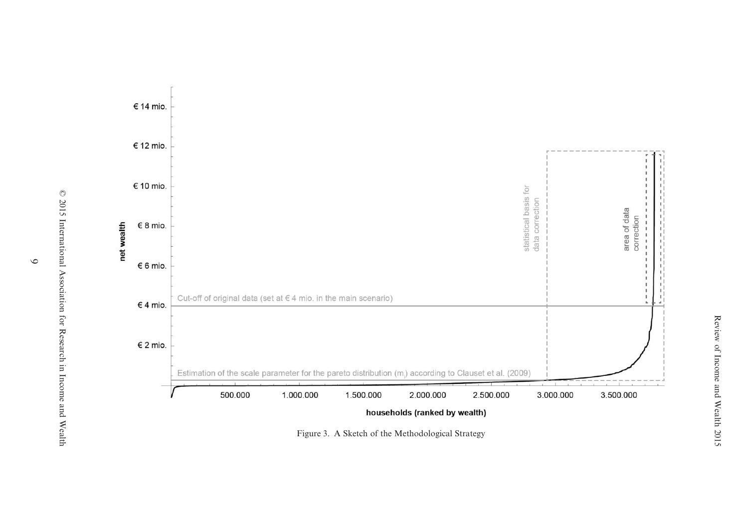Figure 3. A Sketch of the Methodological Strategy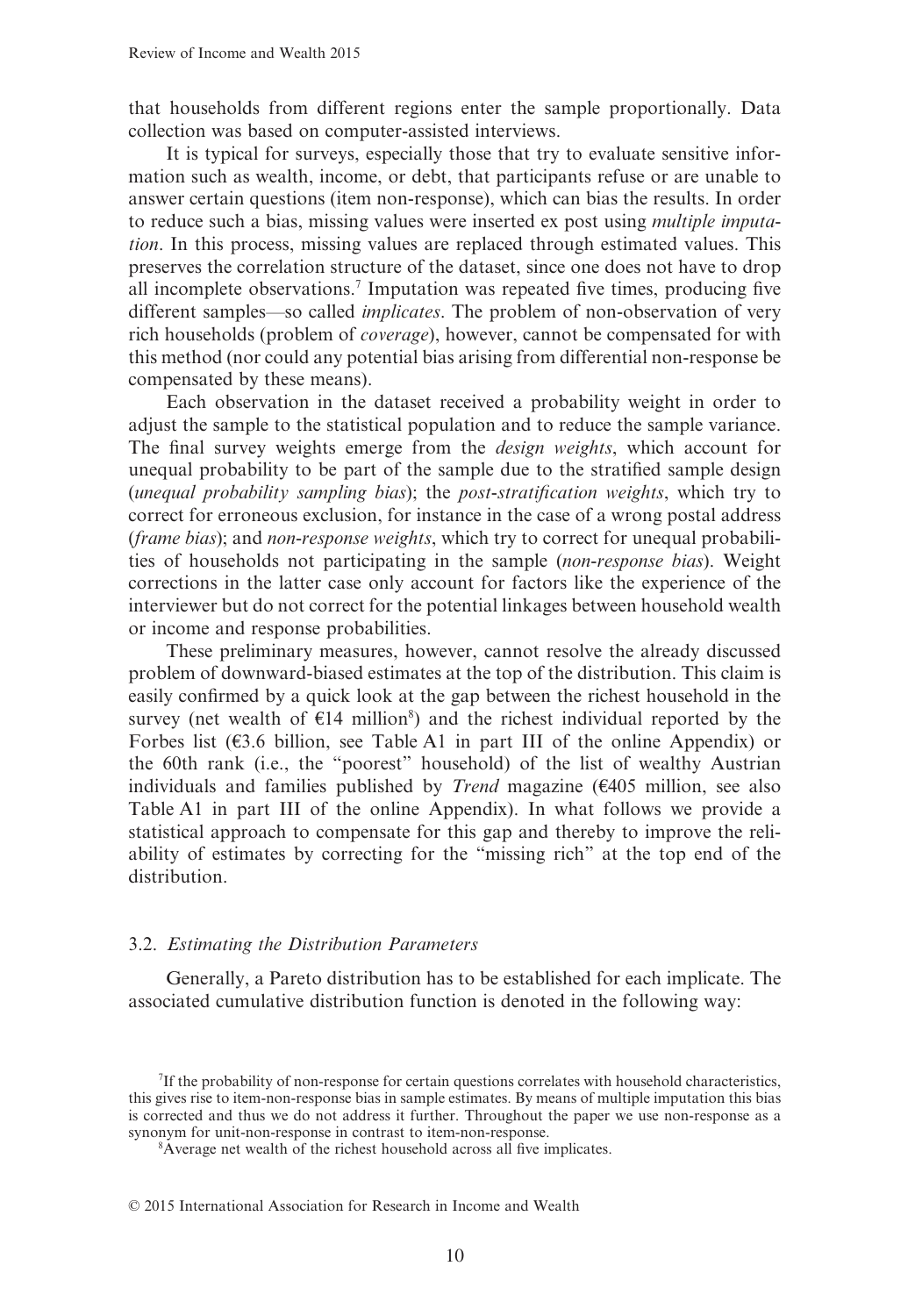that households from different regions enter the sample proportionally. Data collection was based on computer-assisted interviews.

It is typical for surveys, especially those that try to evaluate sensitive information such as wealth, income, or debt, that participants refuse or are unable to answer certain questions (item non-response), which can bias the results. In order to reduce such a bias, missing values were inserted ex post using *multiple imputation*. In this process, missing values are replaced through estimated values. This preserves the correlation structure of the dataset, since one does not have to drop all incomplete observations.[7] Imputation was repeated five times, producing five different samples—so called *implicates*. The problem of non-observation of very rich households (problem of *coverage*), however, cannot be compensated for with this method (nor could any potential bias arising from differential non-response be compensated by these means).

Each observation in the dataset received a probability weight in order to adjust the sample to the statistical population and to reduce the sample variance. The final survey weights emerge from the *design weights*, which account for unequal probability to be part of the sample due to the stratified sample design (*unequal probability sampling bias*); the *post-stratification weights*, which try to correct for erroneous exclusion, for instance in the case of a wrong postal address (*frame bias*); and *non-response weights*, which try to correct for unequal probabilities of households not participating in the sample (*non-response bias*). Weight corrections in the latter case only account for factors like the experience of the interviewer but do not correct for the potential linkages between household wealth or income and response probabilities.

These preliminary measures, however, cannot resolve the already discussed problem of downward-biased estimates at the top of the distribution. This claim is easily confirmed by a quick look at the gap between the richest household in the survey (net wealth of €14 million[8]) and the richest individual reported by the Forbes list (€3.6 billion, see Table A1 in part III of the online Appendix) or the 60th rank (i.e., the "poorest" household) of the list of wealthy Austrian individuals and families published by *Trend* magazine (€405 million, see also Table A1 in part III of the online Appendix). In what follows we provide a statistical approach to compensate for this gap and thereby to improve the reliability of estimates by correcting for the "missing rich" at the top end of the distribution.

### 3.2. *Estimating the Distribution Parameters*

Generally, a Pareto distribution has to be established for each implicate. The associated cumulative distribution function is denoted in the following way:

[7] If the probability of non-response for certain questions correlates with household characteristics, this gives rise to item-non-response bias in sample estimates. By means of multiple imputation this bias is corrected and thus we do not address it further. Throughout the paper we use non-response as a synonym for unit-non-response in contrast to item-non-response.

[8] Average net wealth of the richest household across all five implicates.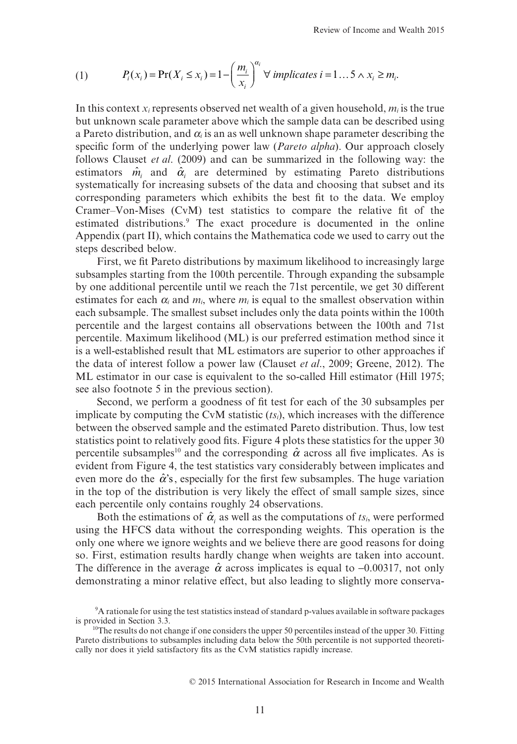$$(1) \qquad P_i(x_i) = \Pr(X_i \leq x_i) = 1 - \left(\frac{m_i}{x_i}\right)^{\alpha_i} \; \forall \; implicates \; i = 1 \ldots 5 \wedge x_i \geq m_i.$$

In this context $x_i$ represents observed net wealth of a given household, $m_i$ is the true but unknown scale parameter above which the sample data can be described using a Pareto distribution, and $\alpha_i$ is an as well unknown shape parameter describing the specific form of the underlying power law (*Pareto alpha*). Our approach closely follows Clauset *et al*. (2009) and can be summarized in the following way: the estimators $\hat{m}_i$ and $\hat{\alpha}_i$ are determined by estimating Pareto distributions systematically for increasing subsets of the data and choosing that subset and its corresponding parameters which exhibits the best fit to the data. We employ Cramer–Von-Mises (CvM) test statistics to compare the relative fit of the estimated distributions.[9] The exact procedure is documented in the online Appendix (part II), which contains the Mathematica code we used to carry out the steps described below.

First, we fit Pareto distributions by maximum likelihood to increasingly large subsamples starting from the 100th percentile. Through expanding the subsample by one additional percentile until we reach the 71st percentile, we get 30 different estimates for each $\alpha_i$ and $m_i$, where $m_i$ is equal to the smallest observation within each subsample. The smallest subset includes only the data points within the 100th percentile and the largest contains all observations between the 100th and 71st percentile. Maximum likelihood (ML) is our preferred estimation method since it is a well-established result that ML estimators are superior to other approaches if the data of interest follow a power law (Clauset *et al*., 2009; Greene, 2012). The ML estimator in our case is equivalent to the so-called Hill estimator (Hill 1975; see also footnote 5 in the previous section).

Second, we perform a goodness of fit test for each of the 30 subsamples per implicate by computing the CvM statistic ($ts_i$), which increases with the difference between the observed sample and the estimated Pareto distribution. Thus, low test statistics point to relatively good fits. Figure 4 plots these statistics for the upper 30 percentile subsamples[10] and the corresponding $\hat{\alpha}$ across all five implicates. As is evident from Figure 4, the test statistics vary considerably between implicates and even more do the $\hat{\alpha}$'s, especially for the first few subsamples. The huge variation in the top of the distribution is very likely the effect of small sample sizes, since each percentile only contains roughly 24 observations.

Both the estimations of $\hat{\alpha}_i$ as well as the computations of $ts_i$, were performed using the HFCS data without the corresponding weights. This operation is the only one where we ignore weights and we believe there are good reasons for doing so. First, estimation results hardly change when weights are taken into account. The difference in the average $\hat{\alpha}$ across implicates is equal to −0.00317, not only demonstrating a minor relative effect, but also leading to slightly more conserva-

[9]A rationale for using the test statistics instead of standard p-values available in software packages is provided in Section 3.3.

[10]The results do not change if one considers the upper 50 percentiles instead of the upper 30. Fitting Pareto distributions to subsamples including data below the 50th percentile is not supported theoretically nor does it yield satisfactory fits as the CvM statistics rapidly increase.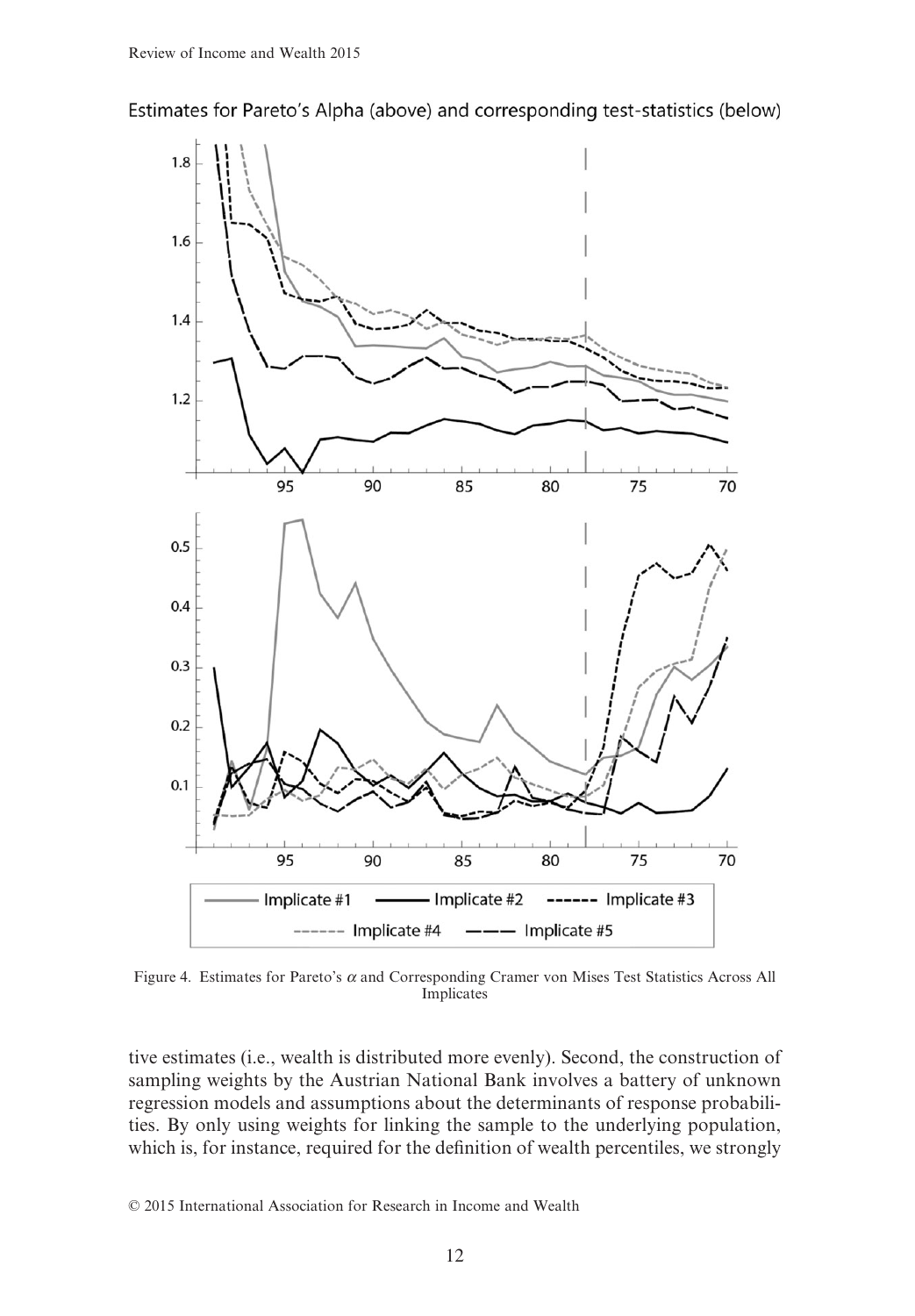Estimates for Pareto's Alpha (above) and corresponding test-statistics (below)

Figure 4. Estimates for Pareto's $\alpha$ and Corresponding Cramer von Mises Test Statistics Across All Implicates

tive estimates (i.e., wealth is distributed more evenly). Second, the construction of sampling weights by the Austrian National Bank involves a battery of unknown regression models and assumptions about the determinants of response probabilities. By only using weights for linking the sample to the underlying population, which is, for instance, required for the definition of wealth percentiles, we strongly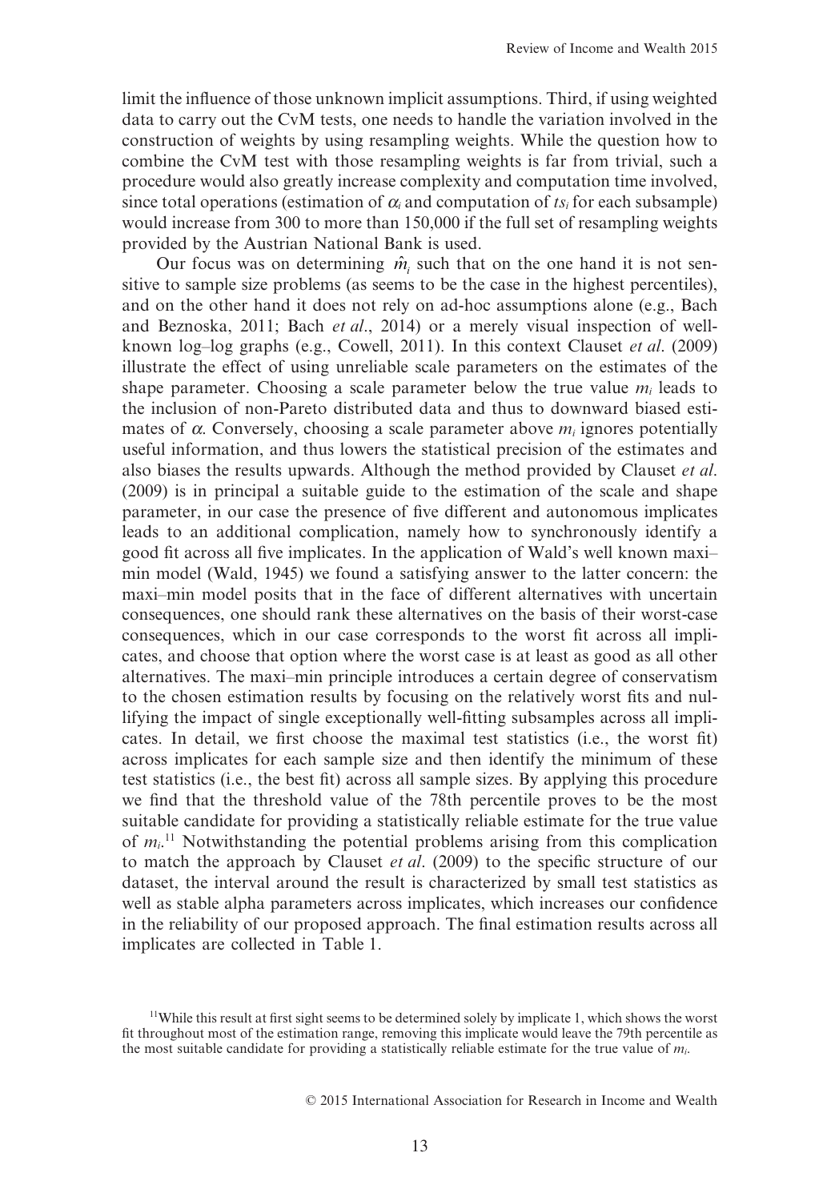limit the influence of those unknown implicit assumptions. Third, if using weighted data to carry out the CvM tests, one needs to handle the variation involved in the construction of weights by using resampling weights. While the question how to combine the CvM test with those resampling weights is far from trivial, such a procedure would also greatly increase complexity and computation time involved, since total operations (estimation of $\alpha_i$ and computation of $ts_i$ for each subsample) would increase from 300 to more than 150,000 if the full set of resampling weights provided by the Austrian National Bank is used.

Our focus was on determining $\hat{m}_i$ such that on the one hand it is not sensitive to sample size problems (as seems to be the case in the highest percentiles), and on the other hand it does not rely on ad-hoc assumptions alone (e.g., Bach and Beznoska, 2011; Bach *et al*., 2014) or a merely visual inspection of well-known log–log graphs (e.g., Cowell, 2011). In this context Clauset *et al*. (2009) illustrate the effect of using unreliable scale parameters on the estimates of the shape parameter. Choosing a scale parameter below the true value $m_i$ leads to the inclusion of non-Pareto distributed data and thus to downward biased estimates of $\alpha$. Conversely, choosing a scale parameter above $m_i$ ignores potentially useful information, and thus lowers the statistical precision of the estimates and also biases the results upwards. Although the method provided by Clauset *et al*. (2009) is in principal a suitable guide to the estimation of the scale and shape parameter, in our case the presence of five different and autonomous implicates leads to an additional complication, namely how to synchronously identify a good fit across all five implicates. In the application of Wald's well known maxi–min model (Wald, 1945) we found a satisfying answer to the latter concern: the maxi–min model posits that in the face of different alternatives with uncertain consequences, one should rank these alternatives on the basis of their worst-case consequences, which in our case corresponds to the worst fit across all implicates, and choose that option where the worst case is at least as good as all other alternatives. The maxi–min principle introduces a certain degree of conservatism to the chosen estimation results by focusing on the relatively worst fits and nullifying the impact of single exceptionally well-fitting subsamples across all implicates. In detail, we first choose the maximal test statistics (i.e., the worst fit) across implicates for each sample size and then identify the minimum of these test statistics (i.e., the best fit) across all sample sizes. By applying this procedure we find that the threshold value of the 78th percentile proves to be the most suitable candidate for providing a statistically reliable estimate for the true value of $m_i$.[11] Notwithstanding the potential problems arising from this complication to match the approach by Clauset *et al*. (2009) to the specific structure of our dataset, the interval around the result is characterized by small test statistics as well as stable alpha parameters across implicates, which increases our confidence in the reliability of our proposed approach. The final estimation results across all implicates are collected in Table 1.

[11]While this result at first sight seems to be determined solely by implicate 1, which shows the worst fit throughout most of the estimation range, removing this implicate would leave the 79th percentile as the most suitable candidate for providing a statistically reliable estimate for the true value of $m_i$.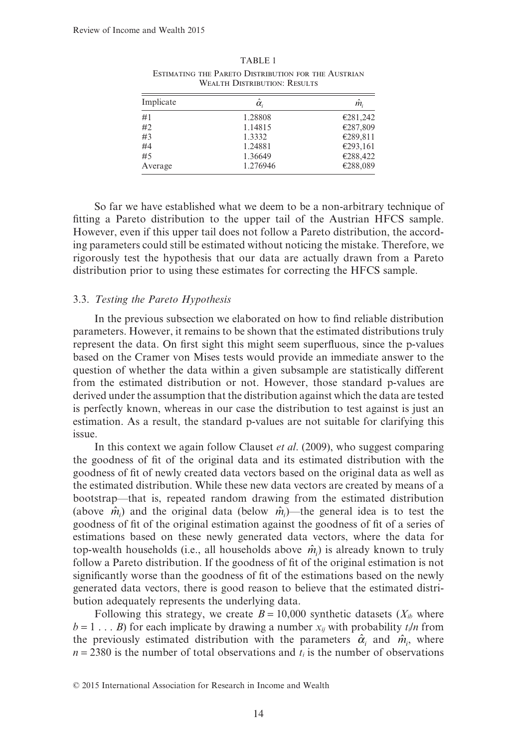TABLE 1

Estimating the Pareto Distribution for the Austrian Wealth Distribution: Results

| Implicate | $\hat{\alpha}_i$ | $\hat{m}_i$ |
|---|---|---|
| #1 | 1.28808 | €281,242 |
| #2 | 1.14815 | €287,809 |
| #3 | 1.3332 | €289,811 |
| #4 | 1.24881 | €293,161 |
| #5 | 1.36649 | €288,422 |
| Average | 1.276946 | €288,089 |

So far we have established what we deem to be a non-arbitrary technique of fitting a Pareto distribution to the upper tail of the Austrian HFCS sample. However, even if this upper tail does not follow a Pareto distribution, the according parameters could still be estimated without noticing the mistake. Therefore, we rigorously test the hypothesis that our data are actually drawn from a Pareto distribution prior to using these estimates for correcting the HFCS sample.

### 3.3. *Testing the Pareto Hypothesis*

In the previous subsection we elaborated on how to find reliable distribution parameters. However, it remains to be shown that the estimated distributions truly represent the data. On first sight this might seem superfluous, since the p-values based on the Cramer von Mises tests would provide an immediate answer to the question of whether the data within a given subsample are statistically different from the estimated distribution or not. However, those standard p-values are derived under the assumption that the distribution against which the data are tested is perfectly known, whereas in our case the distribution to test against is just an estimation. As a result, the standard p-values are not suitable for clarifying this issue.

In this context we again follow Clauset *et al*. (2009), who suggest comparing the goodness of fit of the original data and its estimated distribution with the goodness of fit of newly created data vectors based on the original data as well as the estimated distribution. While these new data vectors are created by means of a bootstrap—that is, repeated random drawing from the estimated distribution (above $\hat{m}_i$) and the original data (below $\hat{m}_i$)—the general idea is to test the goodness of fit of the original estimation against the goodness of fit of a series of estimations based on these newly generated data vectors, where the data for top-wealth households (i.e., all households above $\hat{m}_i$) is already known to truly follow a Pareto distribution. If the goodness of fit of the original estimation is not significantly worse than the goodness of fit of the estimations based on the newly generated data vectors, there is good reason to believe that the estimated distribution adequately represents the underlying data.

Following this strategy, we create $B = 10{,}000$ synthetic datasets ($X_{ib}$ where $b = 1 \ldots B$) for each implicate by drawing a number $x_{ij}$ with probability $t_i/n$ from the previously estimated distribution with the parameters $\hat{\alpha}_i$ and $\hat{m}_i$, where $n = 2380$ is the number of total observations and $t_i$ is the number of observations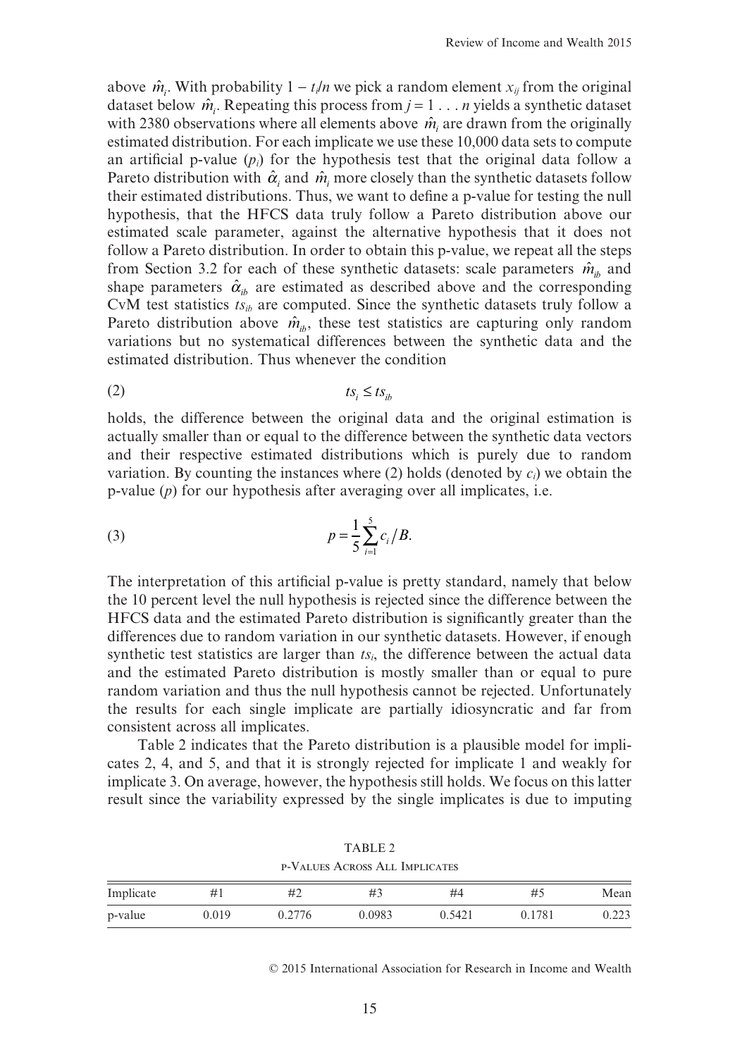above $\hat{m}_i$. With probability $1 - t_i/n$ we pick a random element $x_{ij}$ from the original dataset below $\hat{m}_i$. Repeating this process from $j = 1 \ldots n$ yields a synthetic dataset with 2380 observations where all elements above $\hat{m}_i$ are drawn from the originally estimated distribution. For each implicate we use these 10,000 data sets to compute an artificial p-value ($p_i$) for the hypothesis test that the original data follow a Pareto distribution with $\hat{\alpha}_i$ and $\hat{m}_i$ more closely than the synthetic datasets follow their estimated distributions. Thus, we want to define a p-value for testing the null hypothesis, that the HFCS data truly follow a Pareto distribution above our estimated scale parameter, against the alternative hypothesis that it does not follow a Pareto distribution. In order to obtain this p-value, we repeat all the steps from Section 3.2 for each of these synthetic datasets: scale parameters $\hat{m}_{ib}$ and shape parameters $\hat{\alpha}_{ib}$ are estimated as described above and the corresponding CvM test statistics $ts_{ib}$ are computed. Since the synthetic datasets truly follow a Pareto distribution above $\hat{m}_{ib}$, these test statistics are capturing only random variations but no systematical differences between the synthetic data and the estimated distribution. Thus whenever the condition

$$(2) \qquad ts_i \leq ts_{ib}$$

holds, the difference between the original data and the original estimation is actually smaller than or equal to the difference between the synthetic data vectors and their respective estimated distributions which is purely due to random variation. By counting the instances where (2) holds (denoted by $c_i$) we obtain the p-value ($p$) for our hypothesis after averaging over all implicates, i.e.

$$(3) \qquad p = \frac{1}{5}\sum_{i=1}^{5} c_i / B.$$

The interpretation of this artificial p-value is pretty standard, namely that below the 10 percent level the null hypothesis is rejected since the difference between the HFCS data and the estimated Pareto distribution is significantly greater than the differences due to random variation in our synthetic datasets. However, if enough synthetic test statistics are larger than $ts_i$, the difference between the actual data and the estimated Pareto distribution is mostly smaller than or equal to pure random variation and thus the null hypothesis cannot be rejected. Unfortunately the results for each single implicate are partially idiosyncratic and far from consistent across all implicates.

Table 2 indicates that the Pareto distribution is a plausible model for implicates 2, 4, and 5, and that it is strongly rejected for implicate 1 and weakly for implicate 3. On average, however, the hypothesis still holds. We focus on this latter result since the variability expressed by the single implicates is due to imputing

TABLE 2
p-Values Across All Implicates

| Implicate | #1 | #2 | #3 | #4 | #5 | Mean |
|---|---|---|---|---|---|---|
| p-value | 0.019 | 0.2776 | 0.0983 | 0.5421 | 0.1781 | 0.223 |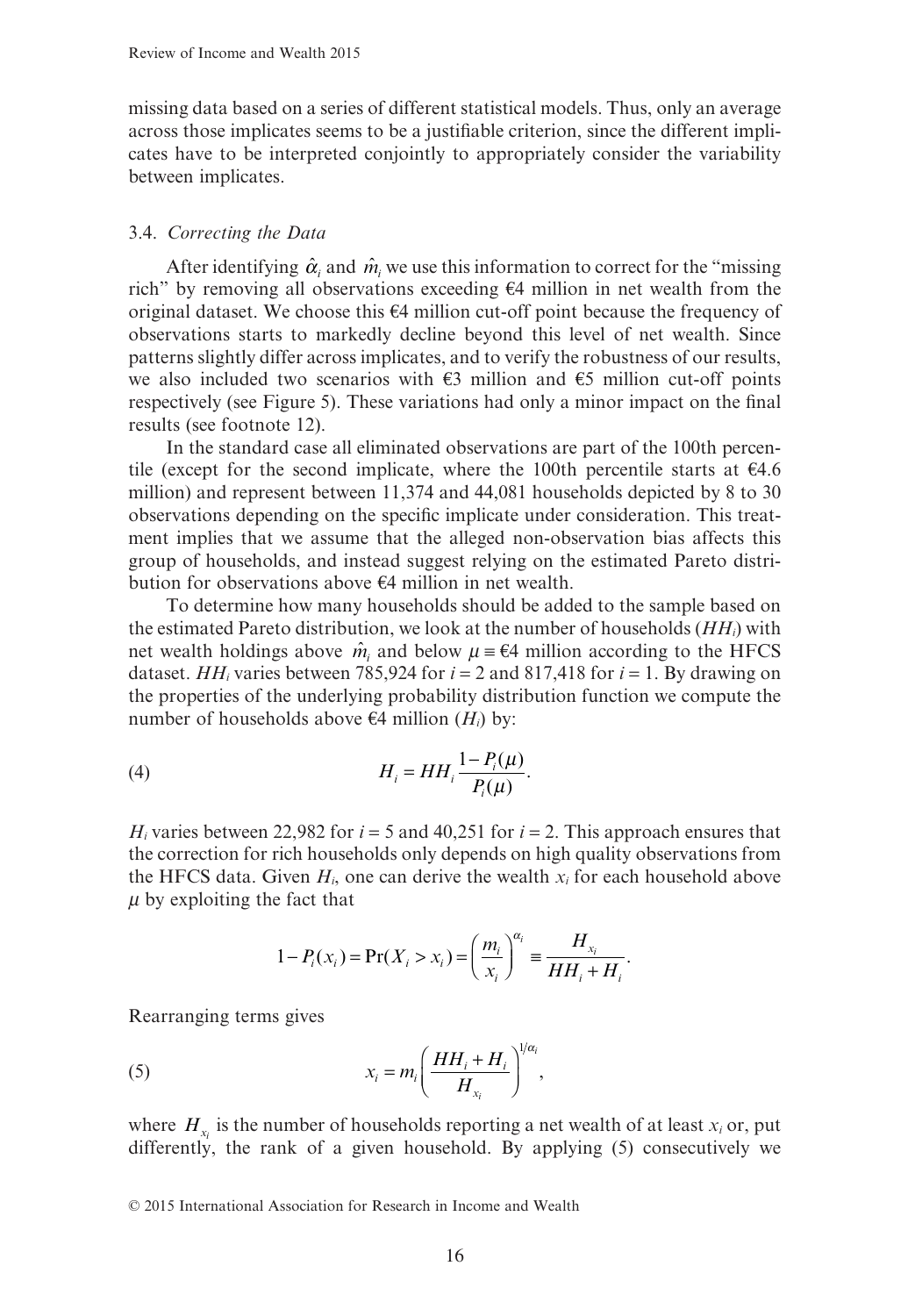missing data based on a series of different statistical models. Thus, only an average across those implicates seems to be a justifiable criterion, since the different implicates have to be interpreted conjointly to appropriately consider the variability between implicates.

### 3.4. *Correcting the Data*

After identifying $\hat{\alpha}_i$ and $\hat{m}_i$ we use this information to correct for the "missing rich" by removing all observations exceeding €4 million in net wealth from the original dataset. We choose this €4 million cut-off point because the frequency of observations starts to markedly decline beyond this level of net wealth. Since patterns slightly differ across implicates, and to verify the robustness of our results, we also included two scenarios with €3 million and €5 million cut-off points respectively (see Figure 5). These variations had only a minor impact on the final results (see footnote 12).

In the standard case all eliminated observations are part of the 100th percentile (except for the second implicate, where the 100th percentile starts at €4.6 million) and represent between 11,374 and 44,081 households depicted by 8 to 30 observations depending on the specific implicate under consideration. This treatment implies that we assume that the alleged non-observation bias affects this group of households, and instead suggest relying on the estimated Pareto distribution for observations above €4 million in net wealth.

To determine how many households should be added to the sample based on the estimated Pareto distribution, we look at the number of households ($HH_i$) with net wealth holdings above $\hat{m}_i$ and below $\mu \equiv$ €4 million according to the HFCS dataset. $HH_i$ varies between 785,924 for $i = 2$ and 817,418 for $i = 1$. By drawing on the properties of the underlying probability distribution function we compute the number of households above €4 million ($H_i$) by:

$$H_i = HH_i \frac{1 - P_i(\mu)}{P_i(\mu)}. \tag{4}$$

$H_i$ varies between 22,982 for $i = 5$ and 40,251 for $i = 2$. This approach ensures that the correction for rich households only depends on high quality observations from the HFCS data. Given $H_i$, one can derive the wealth $x_i$ for each household above $\mu$ by exploiting the fact that

$$1 - P_i(x_i) = \Pr(X_i > x_i) = \left(\frac{m_i}{x_i}\right)^{\alpha_i} \equiv \frac{H_{x_i}}{HH_i + H_i}.$$

Rearranging terms gives

$$x_i = m_i \left(\frac{HH_i + H_i}{H_{x_i}}\right)^{1/\alpha_i}, \tag{5}$$

where $H_{x_i}$ is the number of households reporting a net wealth of at least $x_i$ or, put differently, the rank of a given household. By applying (5) consecutively we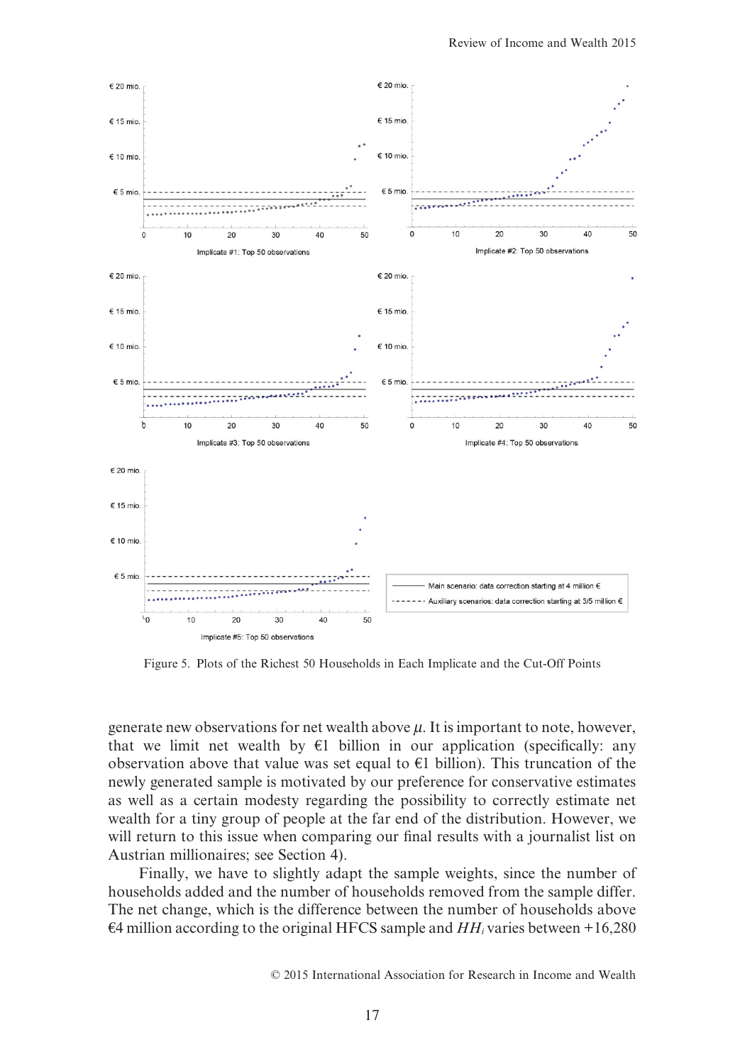Figure 5. Plots of the Richest 50 Households in Each Implicate and the Cut-Off Points

generate new observations for net wealth above $\mu$. It is important to note, however, that we limit net wealth by €1 billion in our application (specifically: any observation above that value was set equal to €1 billion). This truncation of the newly generated sample is motivated by our preference for conservative estimates as well as a certain modesty regarding the possibility to correctly estimate net wealth for a tiny group of people at the far end of the distribution. However, we will return to this issue when comparing our final results with a journalist list on Austrian millionaires; see Section 4).

Finally, we have to slightly adapt the sample weights, since the number of households added and the number of households removed from the sample differ. The net change, which is the difference between the number of households above €4 million according to the original HFCS sample and $HH_i$ varies between +16,280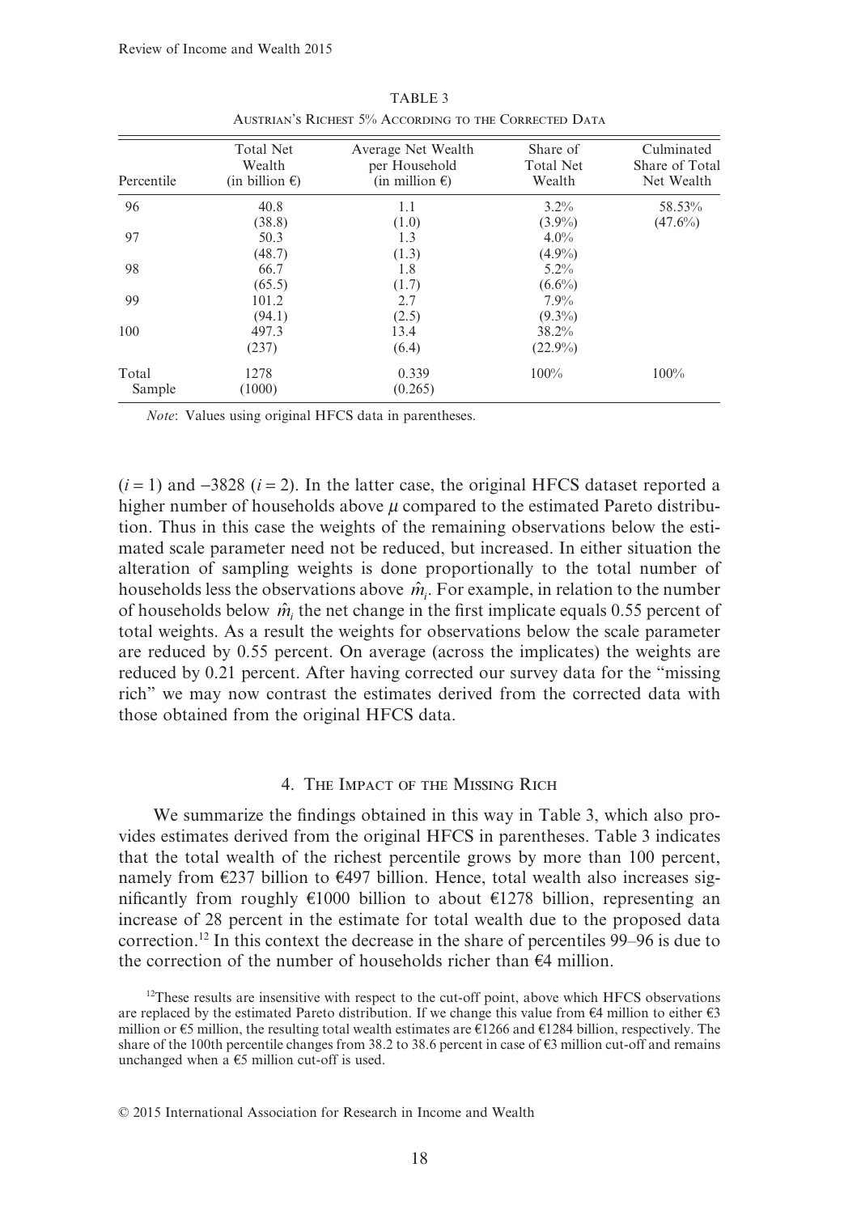TABLE 3

Austrian's Richest 5% According to the Corrected Data

| Percentile | Total Net Wealth (in billion €) | Average Net Wealth per Household (in million €) | Share of Total Net Wealth | Culminated Share of Total Net Wealth |
|---|---|---|---|---|
| 96 | 40.8 | 1.1 | 3.2% | 58.53% |
| | (38.8) | (1.0) | (3.9%) | (47.6%) |
| 97 | 50.3 | 1.3 | 4.0% | |
| | (48.7) | (1.3) | (4.9%) | |
| 98 | 66.7 | 1.8 | 5.2% | |
| | (65.5) | (1.7) | (6.6%) | |
| 99 | 101.2 | 2.7 | 7.9% | |
| | (94.1) | (2.5) | (9.3%) | |
| 100 | 497.3 | 13.4 | 38.2% | |
| | (237) | (6.4) | (22.9%) | |
| Total Sample | 1278 | 0.339 | 100% | 100% |
| | (1000) | (0.265) | | |

*Note*: Values using original HFCS data in parentheses.

$(i = 1)$ and $-3828$ $(i = 2)$. In the latter case, the original HFCS dataset reported a higher number of households above $\mu$ compared to the estimated Pareto distribution. Thus in this case the weights of the remaining observations below the estimated scale parameter need not be reduced, but increased. In either situation the alteration of sampling weights is done proportionally to the total number of households less the observations above $\hat{m}_i$. For example, in relation to the number of households below $\hat{m}_i$ the net change in the first implicate equals 0.55 percent of total weights. As a result the weights for observations below the scale parameter are reduced by 0.55 percent. On average (across the implicates) the weights are reduced by 0.21 percent. After having corrected our survey data for the "missing rich" we may now contrast the estimates derived from the corrected data with those obtained from the original HFCS data.

## 4. The Impact of the Missing Rich

We summarize the findings obtained in this way in Table 3, which also provides estimates derived from the original HFCS in parentheses. Table 3 indicates that the total wealth of the richest percentile grows by more than 100 percent, namely from €237 billion to €497 billion. Hence, total wealth also increases significantly from roughly €1000 billion to about €1278 billion, representing an increase of 28 percent in the estimate for total wealth due to the proposed data correction.[12] In this context the decrease in the share of percentiles 99–96 is due to the correction of the number of households richer than €4 million.

[12]These results are insensitive with respect to the cut-off point, above which HFCS observations are replaced by the estimated Pareto distribution. If we change this value from €4 million to either €3 million or €5 million, the resulting total wealth estimates are €1266 and €1284 billion, respectively. The share of the 100th percentile changes from 38.2 to 38.6 percent in case of €3 million cut-off and remains unchanged when a €5 million cut-off is used.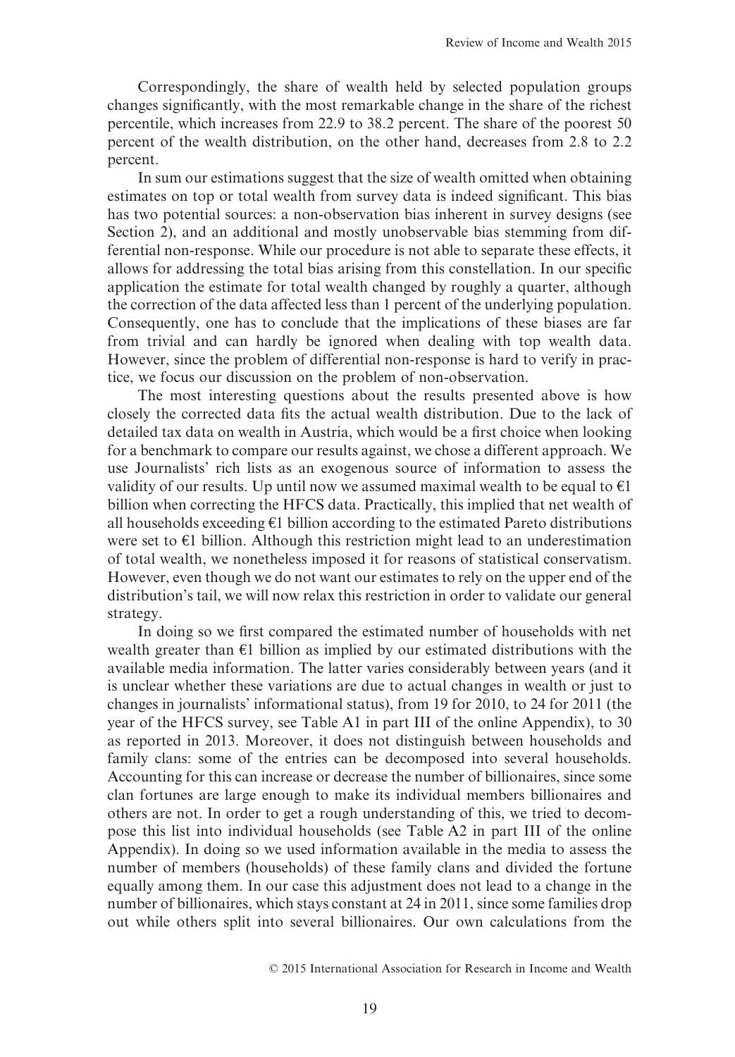Correspondingly, the share of wealth held by selected population groups changes significantly, with the most remarkable change in the share of the richest percentile, which increases from 22.9 to 38.2 percent. The share of the poorest 50 percent of the wealth distribution, on the other hand, decreases from 2.8 to 2.2 percent.

In sum our estimations suggest that the size of wealth omitted when obtaining estimates on top or total wealth from survey data is indeed significant. This bias has two potential sources: a non-observation bias inherent in survey designs (see Section 2), and an additional and mostly unobservable bias stemming from differential non-response. While our procedure is not able to separate these effects, it allows for addressing the total bias arising from this constellation. In our specific application the estimate for total wealth changed by roughly a quarter, although the correction of the data affected less than 1 percent of the underlying population. Consequently, one has to conclude that the implications of these biases are far from trivial and can hardly be ignored when dealing with top wealth data. However, since the problem of differential non-response is hard to verify in practice, we focus our discussion on the problem of non-observation.

The most interesting questions about the results presented above is how closely the corrected data fits the actual wealth distribution. Due to the lack of detailed tax data on wealth in Austria, which would be a first choice when looking for a benchmark to compare our results against, we chose a different approach. We use Journalists' rich lists as an exogenous source of information to assess the validity of our results. Up until now we assumed maximal wealth to be equal to €1 billion when correcting the HFCS data. Practically, this implied that net wealth of all households exceeding €1 billion according to the estimated Pareto distributions were set to €1 billion. Although this restriction might lead to an underestimation of total wealth, we nonetheless imposed it for reasons of statistical conservatism. However, even though we do not want our estimates to rely on the upper end of the distribution's tail, we will now relax this restriction in order to validate our general strategy.

In doing so we first compared the estimated number of households with net wealth greater than €1 billion as implied by our estimated distributions with the available media information. The latter varies considerably between years (and it is unclear whether these variations are due to actual changes in wealth or just to changes in journalists' informational status), from 19 for 2010, to 24 for 2011 (the year of the HFCS survey, see Table A1 in part III of the online Appendix), to 30 as reported in 2013. Moreover, it does not distinguish between households and family clans: some of the entries can be decomposed into several households. Accounting for this can increase or decrease the number of billionaires, since some clan fortunes are large enough to make its individual members billionaires and others are not. In order to get a rough understanding of this, we tried to decompose this list into individual households (see Table A2 in part III of the online Appendix). In doing so we used information available in the media to assess the number of members (households) of these family clans and divided the fortune equally among them. In our case this adjustment does not lead to a change in the number of billionaires, which stays constant at 24 in 2011, since some families drop out while others split into several billionaires. Our own calculations from the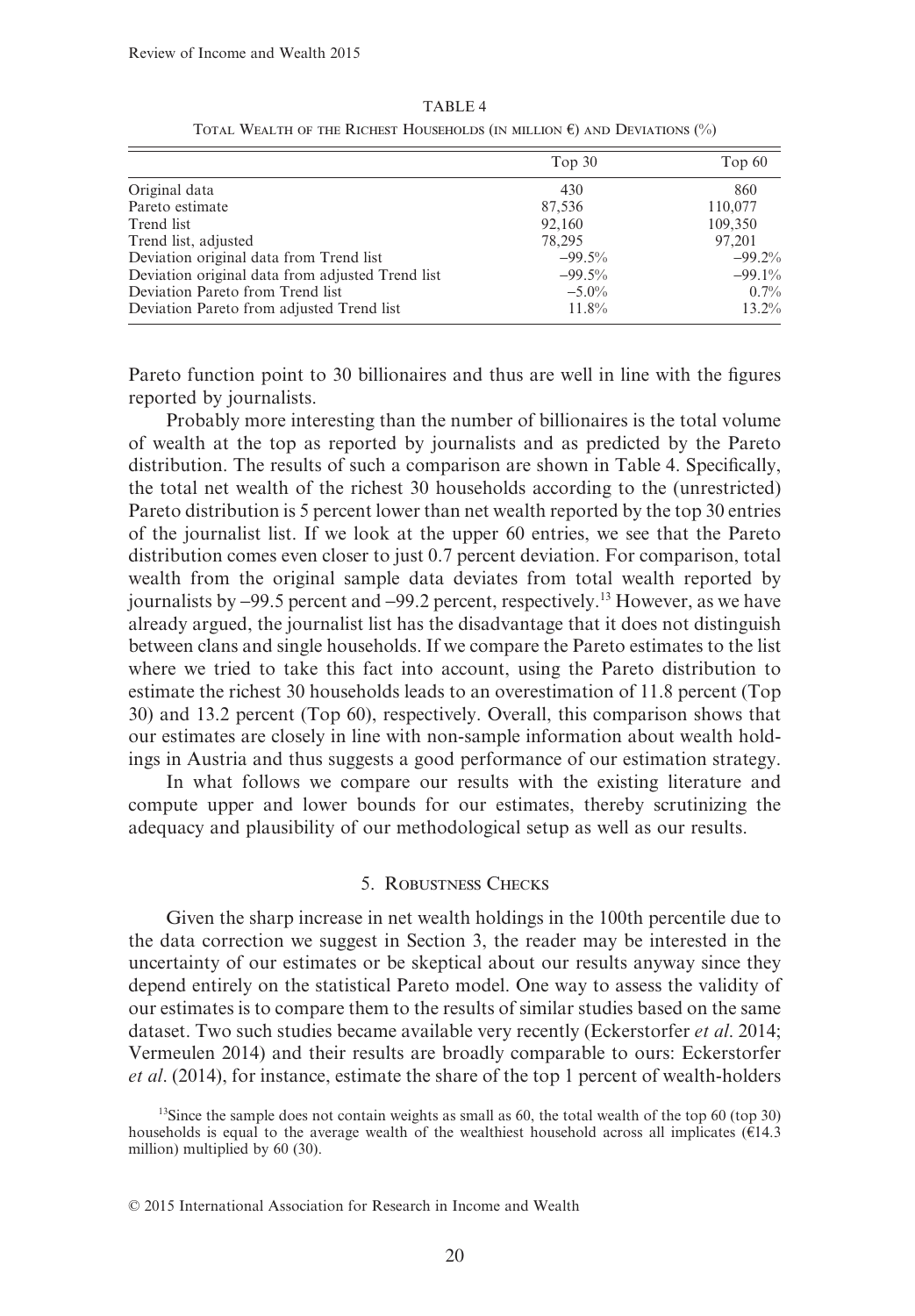TABLE 4

Total Wealth of the Richest Households (in million €) and Deviations (%)

| | Top 30 | Top 60 |
|---|---|---|
| Original data | 430 | 860 |
| Pareto estimate | 87,536 | 110,077 |
| Trend list | 92,160 | 109,350 |
| Trend list, adjusted | 78,295 | 97,201 |
| Deviation original data from Trend list | –99.5% | –99.2% |
| Deviation original data from adjusted Trend list | –99.5% | –99.1% |
| Deviation Pareto from Trend list | –5.0% | 0.7% |
| Deviation Pareto from adjusted Trend list | 11.8% | 13.2% |

Pareto function point to 30 billionaires and thus are well in line with the figures reported by journalists.

Probably more interesting than the number of billionaires is the total volume of wealth at the top as reported by journalists and as predicted by the Pareto distribution. The results of such a comparison are shown in Table 4. Specifically, the total net wealth of the richest 30 households according to the (unrestricted) Pareto distribution is 5 percent lower than net wealth reported by the top 30 entries of the journalist list. If we look at the upper 60 entries, we see that the Pareto distribution comes even closer to just 0.7 percent deviation. For comparison, total wealth from the original sample data deviates from total wealth reported by journalists by –99.5 percent and –99.2 percent, respectively.[13] However, as we have already argued, the journalist list has the disadvantage that it does not distinguish between clans and single households. If we compare the Pareto estimates to the list where we tried to take this fact into account, using the Pareto distribution to estimate the richest 30 households leads to an overestimation of 11.8 percent (Top 30) and 13.2 percent (Top 60), respectively. Overall, this comparison shows that our estimates are closely in line with non-sample information about wealth holdings in Austria and thus suggests a good performance of our estimation strategy.

In what follows we compare our results with the existing literature and compute upper and lower bounds for our estimates, thereby scrutinizing the adequacy and plausibility of our methodological setup as well as our results.

## 5. Robustness Checks

Given the sharp increase in net wealth holdings in the 100th percentile due to the data correction we suggest in Section 3, the reader may be interested in the uncertainty of our estimates or be skeptical about our results anyway since they depend entirely on the statistical Pareto model. One way to assess the validity of our estimates is to compare them to the results of similar studies based on the same dataset. Two such studies became available very recently (Eckerstorfer *et al.* 2014; Vermeulen 2014) and their results are broadly comparable to ours: Eckerstorfer *et al.* (2014), for instance, estimate the share of the top 1 percent of wealth-holders

[13]Since the sample does not contain weights as small as 60, the total wealth of the top 60 (top 30) households is equal to the average wealth of the wealthiest household across all implicates (€14.3 million) multiplied by 60 (30).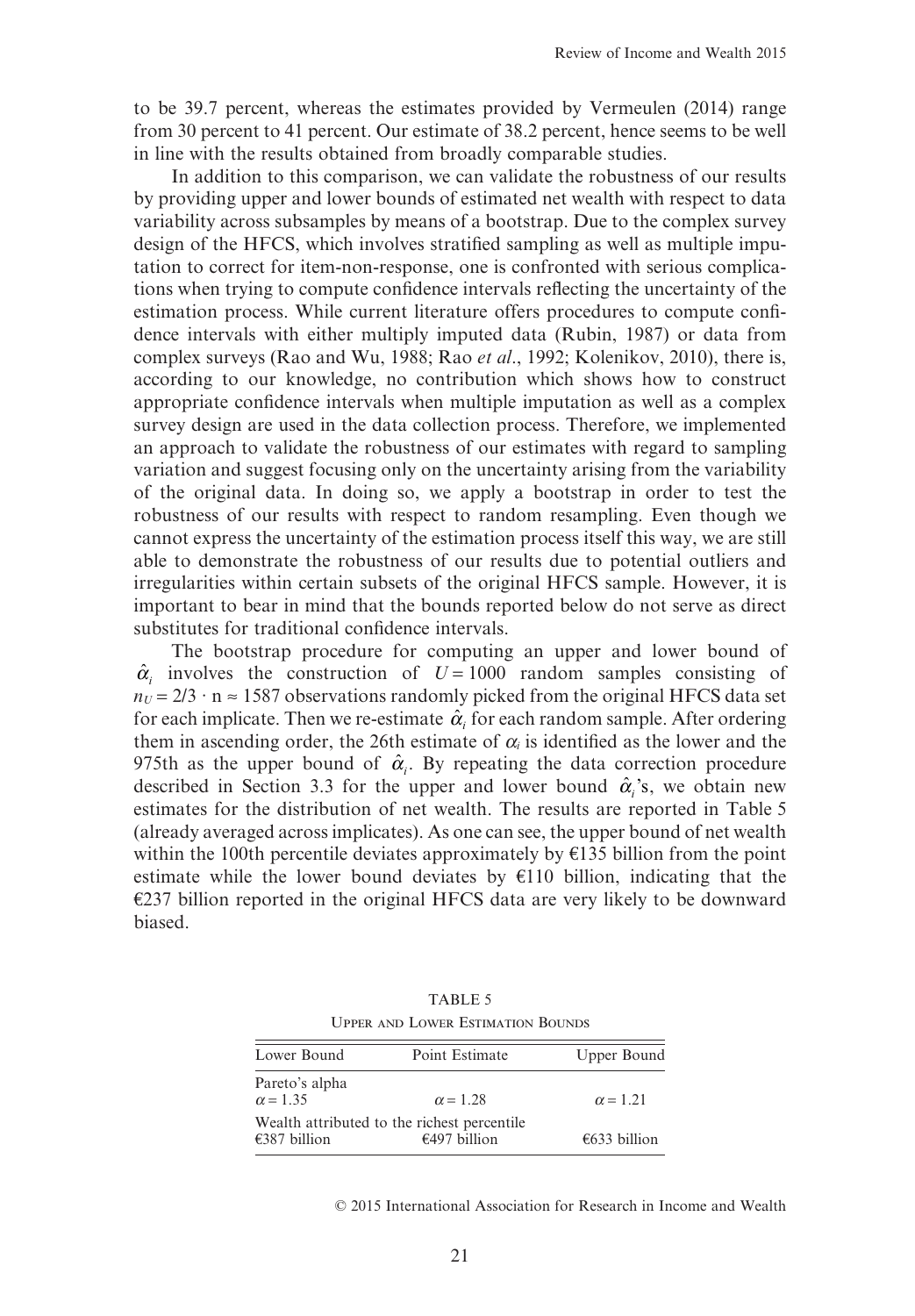to be 39.7 percent, whereas the estimates provided by Vermeulen (2014) range from 30 percent to 41 percent. Our estimate of 38.2 percent, hence seems to be well in line with the results obtained from broadly comparable studies.

In addition to this comparison, we can validate the robustness of our results by providing upper and lower bounds of estimated net wealth with respect to data variability across subsamples by means of a bootstrap. Due to the complex survey design of the HFCS, which involves stratified sampling as well as multiple imputation to correct for item-non-response, one is confronted with serious complications when trying to compute confidence intervals reflecting the uncertainty of the estimation process. While current literature offers procedures to compute confidence intervals with either multiply imputed data (Rubin, 1987) or data from complex surveys (Rao and Wu, 1988; Rao *et al*., 1992; Kolenikov, 2010), there is, according to our knowledge, no contribution which shows how to construct appropriate confidence intervals when multiple imputation as well as a complex survey design are used in the data collection process. Therefore, we implemented an approach to validate the robustness of our estimates with regard to sampling variation and suggest focusing only on the uncertainty arising from the variability of the original data. In doing so, we apply a bootstrap in order to test the robustness of our results with respect to random resampling. Even though we cannot express the uncertainty of the estimation process itself this way, we are still able to demonstrate the robustness of our results due to potential outliers and irregularities within certain subsets of the original HFCS sample. However, it is important to bear in mind that the bounds reported below do not serve as direct substitutes for traditional confidence intervals.

The bootstrap procedure for computing an upper and lower bound of $\hat{\alpha}_i$ involves the construction of $U = 1000$ random samples consisting of $n_U = 2/3 \cdot n \approx 1587$ observations randomly picked from the original HFCS data set for each implicate. Then we re-estimate $\hat{\alpha}_i$ for each random sample. After ordering them in ascending order, the 26th estimate of $\alpha_i$ is identified as the lower and the 975th as the upper bound of $\hat{\alpha}_i$. By repeating the data correction procedure described in Section 3.3 for the upper and lower bound $\hat{\alpha}_i$'s, we obtain new estimates for the distribution of net wealth. The results are reported in Table 5 (already averaged across implicates). As one can see, the upper bound of net wealth within the 100th percentile deviates approximately by €135 billion from the point estimate while the lower bound deviates by €110 billion, indicating that the €237 billion reported in the original HFCS data are very likely to be downward biased.

TABLE 5
Upper and Lower Estimation Bounds

| Lower Bound | Point Estimate | Upper Bound |
|---|---|---|
| Pareto's alpha | | |
| $\alpha = 1.35$ | $\alpha = 1.28$ | $\alpha = 1.21$ |
| Wealth attributed to the richest percentile | | |
| €387 billion | €497 billion | €633 billion |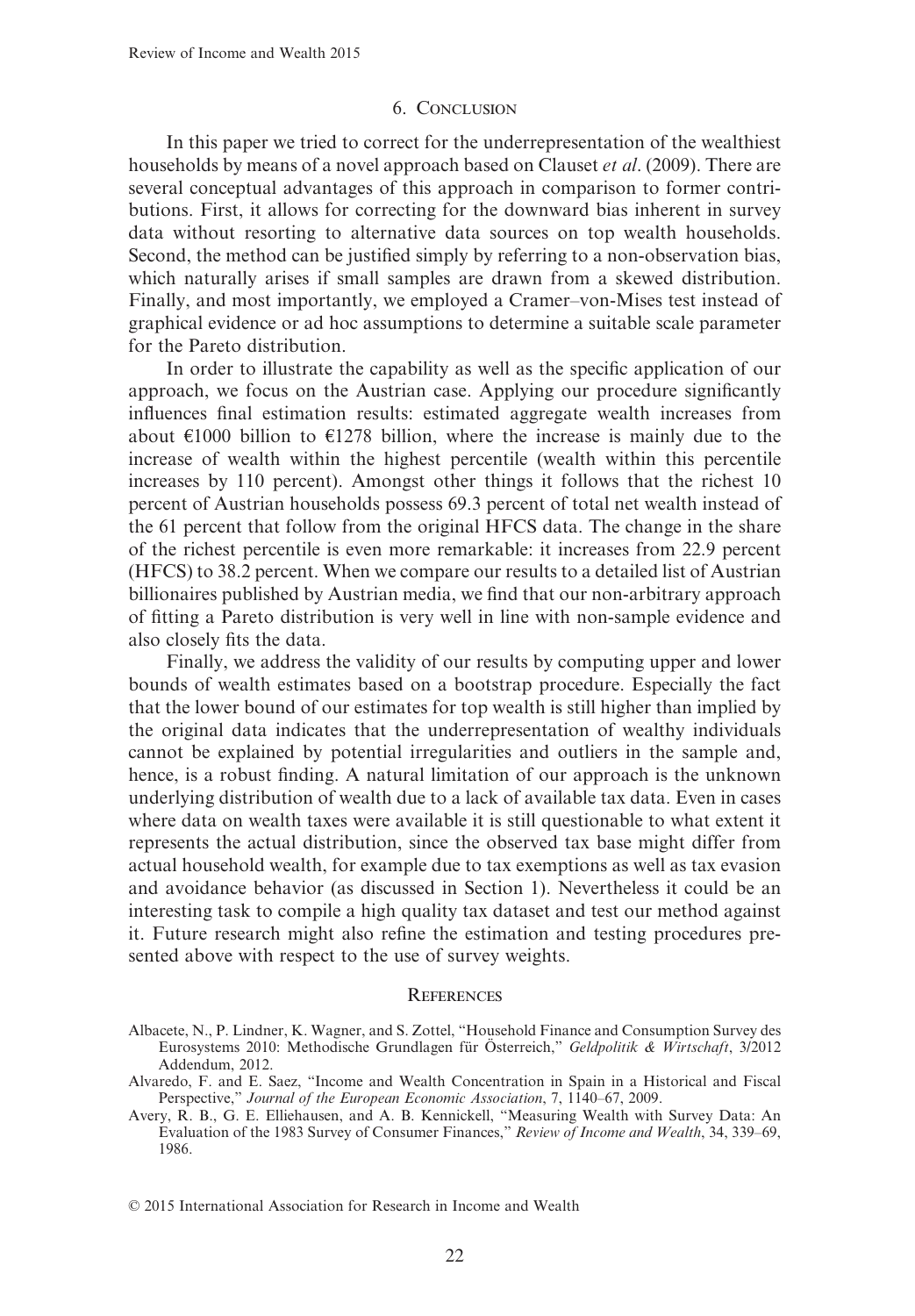## 6. Conclusion

In this paper we tried to correct for the underrepresentation of the wealthiest households by means of a novel approach based on Clauset *et al*. (2009). There are several conceptual advantages of this approach in comparison to former contributions. First, it allows for correcting for the downward bias inherent in survey data without resorting to alternative data sources on top wealth households. Second, the method can be justified simply by referring to a non-observation bias, which naturally arises if small samples are drawn from a skewed distribution. Finally, and most importantly, we employed a Cramer–von-Mises test instead of graphical evidence or ad hoc assumptions to determine a suitable scale parameter for the Pareto distribution.

In order to illustrate the capability as well as the specific application of our approach, we focus on the Austrian case. Applying our procedure significantly influences final estimation results: estimated aggregate wealth increases from about €1000 billion to €1278 billion, where the increase is mainly due to the increase of wealth within the highest percentile (wealth within this percentile increases by 110 percent). Amongst other things it follows that the richest 10 percent of Austrian households possess 69.3 percent of total net wealth instead of the 61 percent that follow from the original HFCS data. The change in the share of the richest percentile is even more remarkable: it increases from 22.9 percent (HFCS) to 38.2 percent. When we compare our results to a detailed list of Austrian billionaires published by Austrian media, we find that our non-arbitrary approach of fitting a Pareto distribution is very well in line with non-sample evidence and also closely fits the data.

Finally, we address the validity of our results by computing upper and lower bounds of wealth estimates based on a bootstrap procedure. Especially the fact that the lower bound of our estimates for top wealth is still higher than implied by the original data indicates that the underrepresentation of wealthy individuals cannot be explained by potential irregularities and outliers in the sample and, hence, is a robust finding. A natural limitation of our approach is the unknown underlying distribution of wealth due to a lack of available tax data. Even in cases where data on wealth taxes were available it is still questionable to what extent it represents the actual distribution, since the observed tax base might differ from actual household wealth, for example due to tax exemptions as well as tax evasion and avoidance behavior (as discussed in Section 1). Nevertheless it could be an interesting task to compile a high quality tax dataset and test our method against it. Future research might also refine the estimation and testing procedures presented above with respect to the use of survey weights.

## References

Albacete, N., P. Lindner, K. Wagner, and S. Zottel, "Household Finance and Consumption Survey des Eurosystems 2010: Methodische Grundlagen für Österreich," *Geldpolitik & Wirtschaft*, 3/2012 Addendum, 2012.

Alvaredo, F. and E. Saez, "Income and Wealth Concentration in Spain in a Historical and Fiscal Perspective," *Journal of the European Economic Association*, 7, 1140–67, 2009.

Avery, R. B., G. E. Elliehausen, and A. B. Kennickell, "Measuring Wealth with Survey Data: An Evaluation of the 1983 Survey of Consumer Finances," *Review of Income and Wealth*, 34, 339–69, 1986.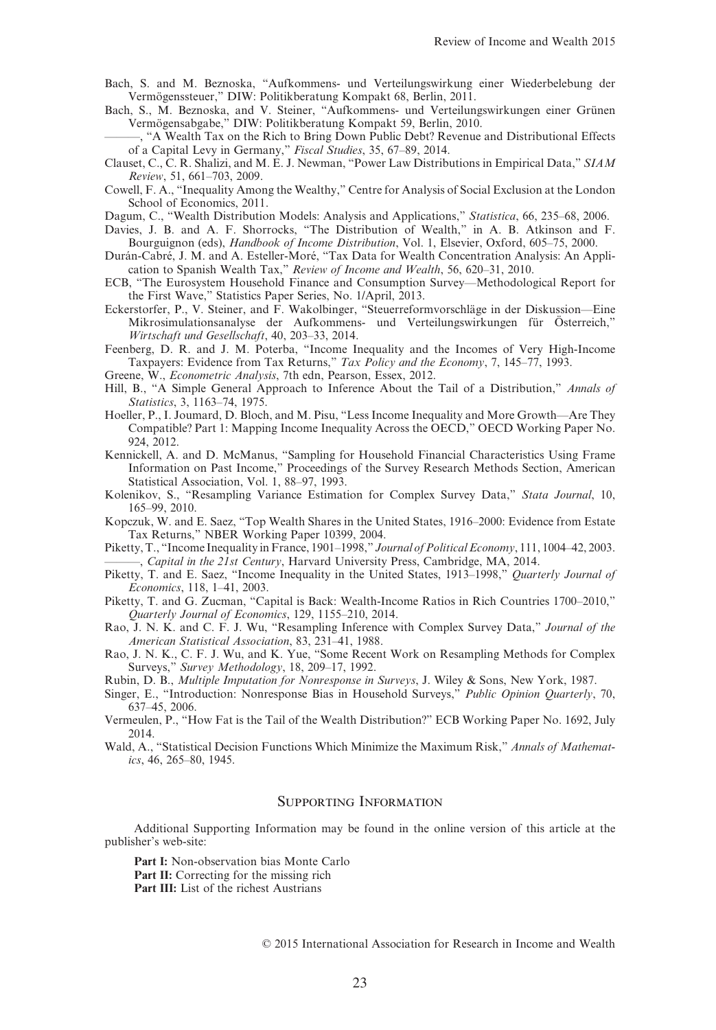Bach, S. and M. Beznoska, "Aufkommens- und Verteilungswirkung einer Wiederbelebung der Vermögenssteuer," DIW: Politikberatung Kompakt 68, Berlin, 2011.

Bach, S., M. Beznoska, and V. Steiner, "Aufkommens- und Verteilungswirkungen einer Grünen Vermögensabgabe," DIW: Politikberatung Kompakt 59, Berlin, 2010.

———, "A Wealth Tax on the Rich to Bring Down Public Debt? Revenue and Distributional Effects of a Capital Levy in Germany," *Fiscal Studies*, 35, 67–89, 2014.

Clauset, C., C. R. Shalizi, and M. E. J. Newman, "Power Law Distributions in Empirical Data," *SIAM Review*, 51, 661–703, 2009.

Cowell, F. A., "Inequality Among the Wealthy," Centre for Analysis of Social Exclusion at the London School of Economics, 2011.

Dagum, C., "Wealth Distribution Models: Analysis and Applications," *Statistica*, 66, 235–68, 2006.

Davies, J. B. and A. F. Shorrocks, "The Distribution of Wealth," in A. B. Atkinson and F. Bourguignon (eds), *Handbook of Income Distribution*, Vol. 1, Elsevier, Oxford, 605–75, 2000.

Durán-Cabré, J. M. and A. Esteller-Moré, "Tax Data for Wealth Concentration Analysis: An Application to Spanish Wealth Tax," *Review of Income and Wealth*, 56, 620–31, 2010.

ECB, "The Eurosystem Household Finance and Consumption Survey—Methodological Report for the First Wave," Statistics Paper Series, No. 1/April, 2013.

Eckerstorfer, P., V. Steiner, and F. Wakolbinger, "Steuerreformvorschläge in der Diskussion—Eine Mikrosimulationsanalyse der Aufkommens- und Verteilungswirkungen für Österreich," *Wirtschaft und Gesellschaft*, 40, 203–33, 2014.

Feenberg, D. R. and J. M. Poterba, "Income Inequality and the Incomes of Very High-Income Taxpayers: Evidence from Tax Returns," *Tax Policy and the Economy*, 7, 145–77, 1993.

Greene, W., *Econometric Analysis*, 7th edn, Pearson, Essex, 2012.

Hill, B., "A Simple General Approach to Inference About the Tail of a Distribution," *Annals of Statistics*, 3, 1163–74, 1975.

Hoeller, P., I. Joumard, D. Bloch, and M. Pisu, "Less Income Inequality and More Growth—Are They Compatible? Part 1: Mapping Income Inequality Across the OECD," OECD Working Paper No. 924, 2012.

Kennickell, A. and D. McManus, "Sampling for Household Financial Characteristics Using Frame Information on Past Income," Proceedings of the Survey Research Methods Section, American Statistical Association, Vol. 1, 88–97, 1993.

Kolenikov, S., "Resampling Variance Estimation for Complex Survey Data," *Stata Journal*, 10, 165–99, 2010.

Kopczuk, W. and E. Saez, "Top Wealth Shares in the United States, 1916–2000: Evidence from Estate Tax Returns," NBER Working Paper 10399, 2004.

Piketty, T., "Income Inequality in France, 1901–1998," *Journal of Political Economy*, 111, 1004–42, 2003.

———, *Capital in the 21st Century*, Harvard University Press, Cambridge, MA, 2014.

Piketty, T. and E. Saez, "Income Inequality in the United States, 1913–1998," *Quarterly Journal of Economics*, 118, 1–41, 2003.

Piketty, T. and G. Zucman, "Capital is Back: Wealth-Income Ratios in Rich Countries 1700–2010," *Quarterly Journal of Economics*, 129, 1155–210, 2014.

Rao, J. N. K. and C. F. J. Wu, "Resampling Inference with Complex Survey Data," *Journal of the American Statistical Association*, 83, 231–41, 1988.

Rao, J. N. K., C. F. J. Wu, and K. Yue, "Some Recent Work on Resampling Methods for Complex Surveys," *Survey Methodology*, 18, 209–17, 1992.

Rubin, D. B., *Multiple Imputation for Nonresponse in Surveys*, J. Wiley & Sons, New York, 1987.

Singer, E., "Introduction: Nonresponse Bias in Household Surveys," *Public Opinion Quarterly*, 70, 637–45, 2006.

Vermeulen, P., "How Fat is the Tail of the Wealth Distribution?" ECB Working Paper No. 1692, July 2014.

Wald, A., "Statistical Decision Functions Which Minimize the Maximum Risk," *Annals of Mathematics*, 46, 265–80, 1945.

## Supporting Information

Additional Supporting Information may be found in the online version of this article at the publisher's web-site:

**Part I:** Non-observation bias Monte Carlo

**Part II:** Correcting for the missing rich

**Part III:** List of the richest Austrians